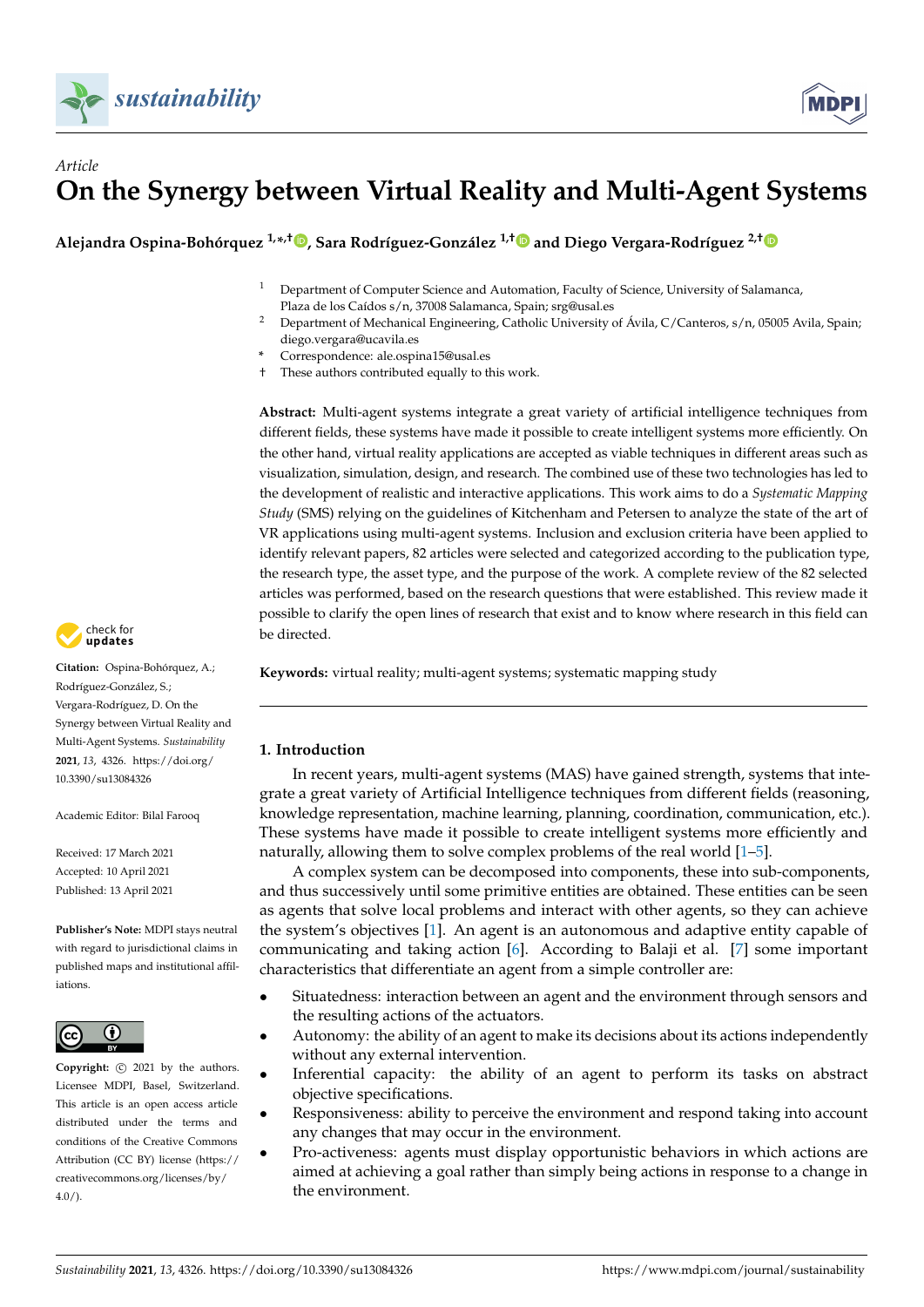Article

# On the Synergy between Virtual Reality and Multi-Agent Systems

**Alejandra Ospina-Bohórquez [1,*,†], Sara Rodríguez-González [1,†] and Diego Vergara-Rodríguez [2,†]**

[1] Department of Computer Science and Automation, Faculty of Science, University of Salamanca, Plaza de los Caídos s/n, 37008 Salamanca, Spain; srg@usal.es

[2] Department of Mechanical Engineering, Catholic University of Ávila, C/Canteros, s/n, 05005 Avila, Spain; diego.vergara@ucavila.es

\* Correspondence: ale.ospina15@usal.es

† These authors contributed equally to this work.

**Abstract:** Multi-agent systems integrate a great variety of artificial intelligence techniques from different fields, these systems have made it possible to create intelligent systems more efficiently. On the other hand, virtual reality applications are accepted as viable techniques in different areas such as visualization, simulation, design, and research. The combined use of these two technologies has led to the development of realistic and interactive applications. This work aims to do a *Systematic Mapping Study* (SMS) relying on the guidelines of Kitchenham and Petersen to analyze the state of the art of VR applications using multi-agent systems. Inclusion and exclusion criteria have been applied to identify relevant papers, 82 articles were selected and categorized according to the publication type, the research type, the asset type, and the purpose of the work. A complete review of the 82 selected articles was performed, based on the research questions that were established. This review made it possible to clarify the open lines of research that exist and to know where research in this field can be directed.

**Keywords:** virtual reality; multi-agent systems; systematic mapping study

**Citation:** Ospina-Bohórquez, A.; Rodríguez-González, S.; Vergara-Rodríguez, D. On the Synergy between Virtual Reality and Multi-Agent Systems. *Sustainability* **2021**, *13*, 4326. https://doi.org/10.3390/su13084326

Academic Editor: Bilal Farooq

Received: 17 March 2021
Accepted: 10 April 2021
Published: 13 April 2021

**Publisher's Note:** MDPI stays neutral with regard to jurisdictional claims in published maps and institutional affiliations.

**Copyright:** © 2021 by the authors. Licensee MDPI, Basel, Switzerland. This article is an open access article distributed under the terms and conditions of the Creative Commons Attribution (CC BY) license (https://creativecommons.org/licenses/by/4.0/).

## 1. Introduction

In recent years, multi-agent systems (MAS) have gained strength, systems that integrate a great variety of Artificial Intelligence techniques from different fields (reasoning, knowledge representation, machine learning, planning, coordination, communication, etc.). These systems have made it possible to create intelligent systems more efficiently and naturally, allowing them to solve complex problems of the real world [1–5].

A complex system can be decomposed into components, these into sub-components, and thus successively until some primitive entities are obtained. These entities can be seen as agents that solve local problems and interact with other agents, so they can achieve the system's objectives [1]. An agent is an autonomous and adaptive entity capable of communicating and taking action [6]. According to Balaji et al. [7] some important characteristics that differentiate an agent from a simple controller are:

- Situatedness: interaction between an agent and the environment through sensors and the resulting actions of the actuators.
- Autonomy: the ability of an agent to make its decisions about its actions independently without any external intervention.
- Inferential capacity: the ability of an agent to perform its tasks on abstract objective specifications.
- Responsiveness: ability to perceive the environment and respond taking into account any changes that may occur in the environment.
- Pro-activeness: agents must display opportunistic behaviors in which actions are aimed at achieving a goal rather than simply being actions in response to a change in the environment.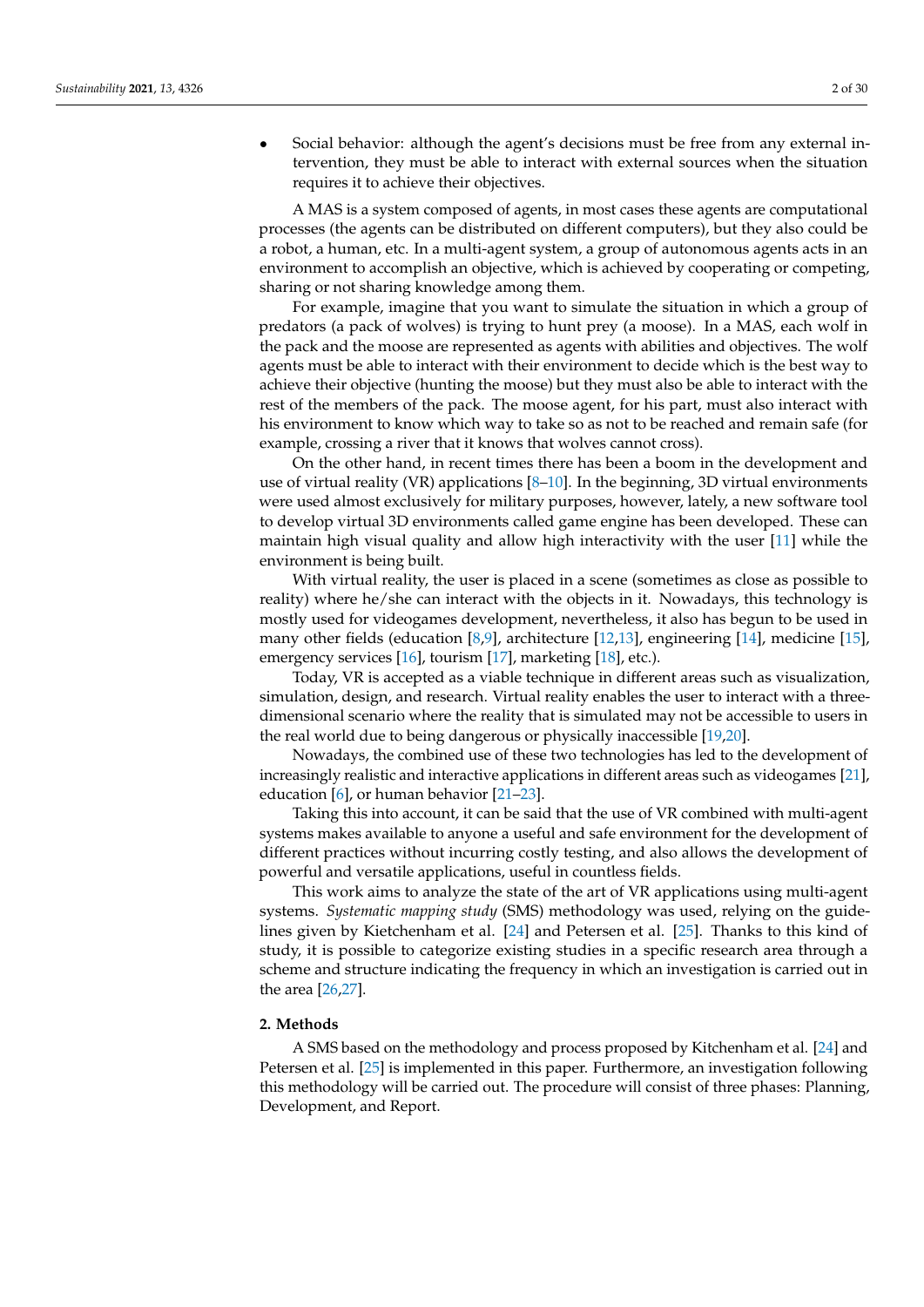- Social behavior: although the agent's decisions must be free from any external intervention, they must be able to interact with external sources when the situation requires it to achieve their objectives.

A MAS is a system composed of agents, in most cases these agents are computational processes (the agents can be distributed on different computers), but they also could be a robot, a human, etc. In a multi-agent system, a group of autonomous agents acts in an environment to accomplish an objective, which is achieved by cooperating or competing, sharing or not sharing knowledge among them.

For example, imagine that you want to simulate the situation in which a group of predators (a pack of wolves) is trying to hunt prey (a moose). In a MAS, each wolf in the pack and the moose are represented as agents with abilities and objectives. The wolf agents must be able to interact with their environment to decide which is the best way to achieve their objective (hunting the moose) but they must also be able to interact with the rest of the members of the pack. The moose agent, for his part, must also interact with his environment to know which way to take so as not to be reached and remain safe (for example, crossing a river that it knows that wolves cannot cross).

On the other hand, in recent times there has been a boom in the development and use of virtual reality (VR) applications [8–10]. In the beginning, 3D virtual environments were used almost exclusively for military purposes, however, lately, a new software tool to develop virtual 3D environments called game engine has been developed. These can maintain high visual quality and allow high interactivity with the user [11] while the environment is being built.

With virtual reality, the user is placed in a scene (sometimes as close as possible to reality) where he/she can interact with the objects in it. Nowadays, this technology is mostly used for videogames development, nevertheless, it also has begun to be used in many other fields (education [8,9], architecture [12,13], engineering [14], medicine [15], emergency services [16], tourism [17], marketing [18], etc.).

Today, VR is accepted as a viable technique in different areas such as visualization, simulation, design, and research. Virtual reality enables the user to interact with a three-dimensional scenario where the reality that is simulated may not be accessible to users in the real world due to being dangerous or physically inaccessible [19,20].

Nowadays, the combined use of these two technologies has led to the development of increasingly realistic and interactive applications in different areas such as videogames [21], education [6], or human behavior [21–23].

Taking this into account, it can be said that the use of VR combined with multi-agent systems makes available to anyone a useful and safe environment for the development of different practices without incurring costly testing, and also allows the development of powerful and versatile applications, useful in countless fields.

This work aims to analyze the state of the art of VR applications using multi-agent systems. *Systematic mapping study* (SMS) methodology was used, relying on the guidelines given by Kietchenham et al. [24] and Petersen et al. [25]. Thanks to this kind of study, it is possible to categorize existing studies in a specific research area through a scheme and structure indicating the frequency in which an investigation is carried out in the area [26,27].

## 2. Methods

A SMS based on the methodology and process proposed by Kitchenham et al. [24] and Petersen et al. [25] is implemented in this paper. Furthermore, an investigation following this methodology will be carried out. The procedure will consist of three phases: Planning, Development, and Report.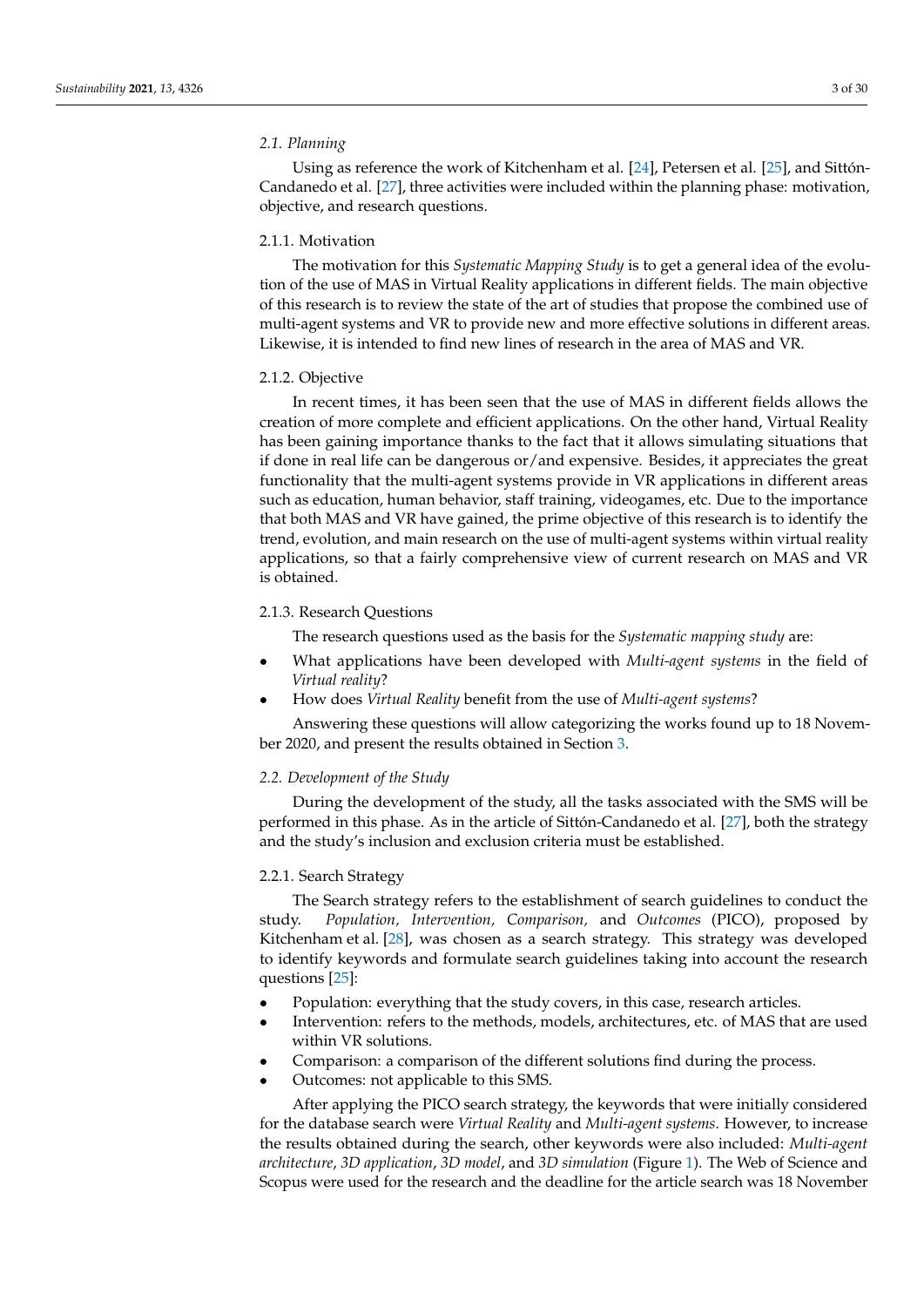### 2.1. Planning

Using as reference the work of Kitchenham et al. [24], Petersen et al. [25], and Sittón-Candanedo et al. [27], three activities were included within the planning phase: motivation, objective, and research questions.

#### 2.1.1. Motivation

The motivation for this *Systematic Mapping Study* is to get a general idea of the evolution of the use of MAS in Virtual Reality applications in different fields. The main objective of this research is to review the state of the art of studies that propose the combined use of multi-agent systems and VR to provide new and more effective solutions in different areas. Likewise, it is intended to find new lines of research in the area of MAS and VR.

#### 2.1.2. Objective

In recent times, it has been seen that the use of MAS in different fields allows the creation of more complete and efficient applications. On the other hand, Virtual Reality has been gaining importance thanks to the fact that it allows simulating situations that if done in real life can be dangerous or/and expensive. Besides, it appreciates the great functionality that the multi-agent systems provide in VR applications in different areas such as education, human behavior, staff training, videogames, etc. Due to the importance that both MAS and VR have gained, the prime objective of this research is to identify the trend, evolution, and main research on the use of multi-agent systems within virtual reality applications, so that a fairly comprehensive view of current research on MAS and VR is obtained.

#### 2.1.3. Research Questions

The research questions used as the basis for the *Systematic mapping study* are:

- What applications have been developed with *Multi-agent systems* in the field of *Virtual reality*?
- How does *Virtual Reality* benefit from the use of *Multi-agent systems*?

Answering these questions will allow categorizing the works found up to 18 November 2020, and present the results obtained in Section 3.

### 2.2. Development of the Study

During the development of the study, all the tasks associated with the SMS will be performed in this phase. As in the article of Sittón-Candanedo et al. [27], both the strategy and the study's inclusion and exclusion criteria must be established.

#### 2.2.1. Search Strategy

The Search strategy refers to the establishment of search guidelines to conduct the study. *Population, Intervention, Comparison,* and *Outcomes* (PICO), proposed by Kitchenham et al. [28], was chosen as a search strategy. This strategy was developed to identify keywords and formulate search guidelines taking into account the research questions [25]:

- Population: everything that the study covers, in this case, research articles.
- Intervention: refers to the methods, models, architectures, etc. of MAS that are used within VR solutions.
- Comparison: a comparison of the different solutions find during the process.
- Outcomes: not applicable to this SMS.

After applying the PICO search strategy, the keywords that were initially considered for the database search were *Virtual Reality* and *Multi-agent systems*. However, to increase the results obtained during the search, other keywords were also included: *Multi-agent architecture*, *3D application*, *3D model*, and *3D simulation* (Figure 1). The Web of Science and Scopus were used for the research and the deadline for the article search was 18 November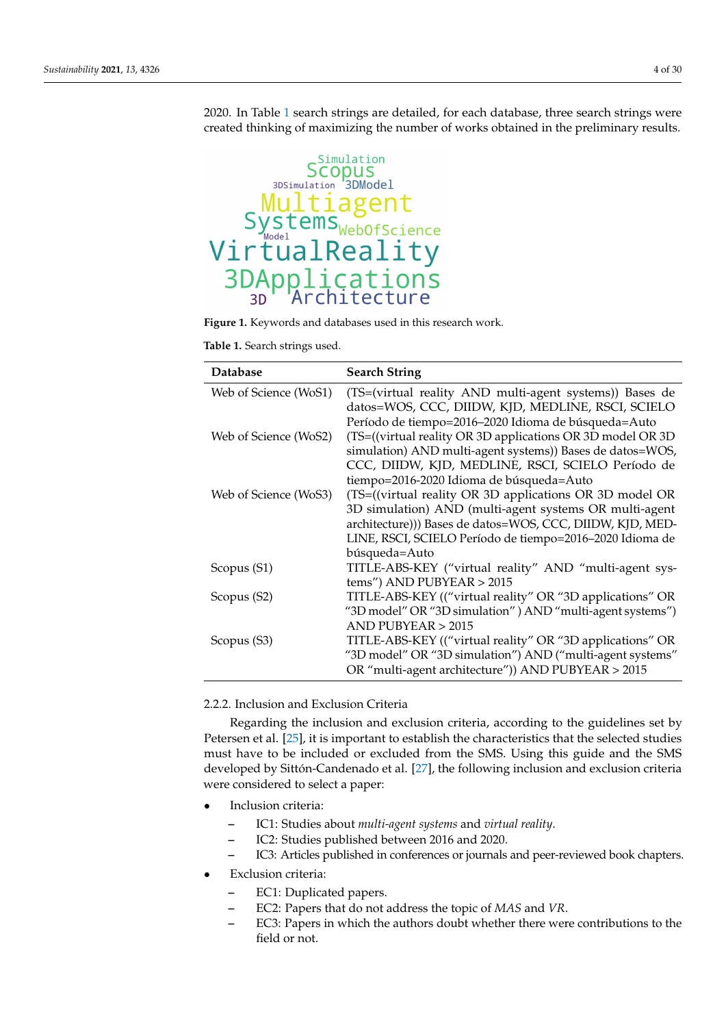2020. In Table 1 search strings are detailed, for each database, three search strings were created thinking of maximizing the number of works obtained in the preliminary results.

**Figure 1.** Keywords and databases used in this research work.

**Table 1.** Search strings used.

| Database | Search String |
|---|---|
| Web of Science (WoS1) | (TS=(virtual reality AND multi-agent systems)) Bases de datos=WOS, CCC, DIIDW, KJD, MEDLINE, RSCI, SCIELO Período de tiempo=2016–2020 Idioma de búsqueda=Auto |
| Web of Science (WoS2) | (TS=((virtual reality OR 3D applications OR 3D model OR 3D simulation) AND multi-agent systems)) Bases de datos=WOS, CCC, DIIDW, KJD, MEDLINE, RSCI, SCIELO Período de tiempo=2016-2020 Idioma de búsqueda=Auto |
| Web of Science (WoS3) | (TS=((virtual reality OR 3D applications OR 3D model OR 3D simulation) AND (multi-agent systems OR multi-agent architecture))) Bases de datos=WOS, CCC, DIIDW, KJD, MEDLINE, RSCI, SCIELO Período de tiempo=2016–2020 Idioma de búsqueda=Auto |
| Scopus (S1) | TITLE-ABS-KEY ("virtual reality" AND "multi-agent systems") AND PUBYEAR > 2015 |
| Scopus (S2) | TITLE-ABS-KEY (("virtual reality" OR "3D applications" OR "3D model" OR "3D simulation" ) AND "multi-agent systems") AND PUBYEAR > 2015 |
| Scopus (S3) | TITLE-ABS-KEY (("virtual reality" OR "3D applications" OR "3D model" OR "3D simulation") AND ("multi-agent systems" OR "multi-agent architecture")) AND PUBYEAR > 2015 |

#### 2.2.2. Inclusion and Exclusion Criteria

Regarding the inclusion and exclusion criteria, according to the guidelines set by Petersen et al. [25], it is important to establish the characteristics that the selected studies must have to be included or excluded from the SMS. Using this guide and the SMS developed by Sittón-Candenado et al. [27], the following inclusion and exclusion criteria were considered to select a paper:

- Inclusion criteria:
  - IC1: Studies about *multi-agent systems* and *virtual reality*.
  - IC2: Studies published between 2016 and 2020.
  - IC3: Articles published in conferences or journals and peer-reviewed book chapters.
- Exclusion criteria:
  - EC1: Duplicated papers.
  - EC2: Papers that do not address the topic of *MAS* and *VR*.
  - EC3: Papers in which the authors doubt whether there were contributions to the field or not.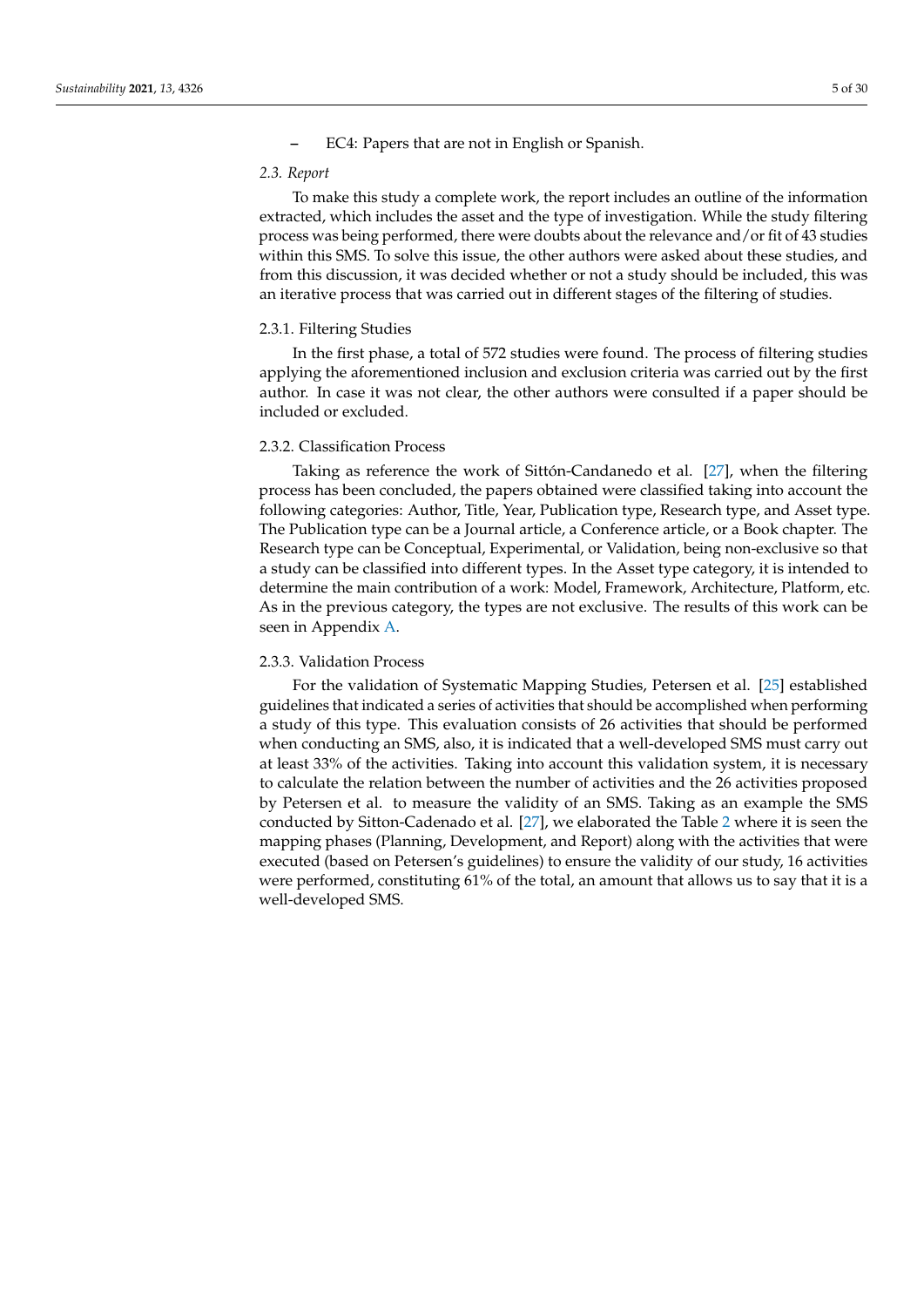– EC4: Papers that are not in English or Spanish.

### *2.3. Report*

To make this study a complete work, the report includes an outline of the information extracted, which includes the asset and the type of investigation. While the study filtering process was being performed, there were doubts about the relevance and/or fit of 43 studies within this SMS. To solve this issue, the other authors were asked about these studies, and from this discussion, it was decided whether or not a study should be included, this was an iterative process that was carried out in different stages of the filtering of studies.

#### 2.3.1. Filtering Studies

In the first phase, a total of 572 studies were found. The process of filtering studies applying the aforementioned inclusion and exclusion criteria was carried out by the first author. In case it was not clear, the other authors were consulted if a paper should be included or excluded.

#### 2.3.2. Classification Process

Taking as reference the work of Sittón-Candanedo et al. [27], when the filtering process has been concluded, the papers obtained were classified taking into account the following categories: Author, Title, Year, Publication type, Research type, and Asset type. The Publication type can be a Journal article, a Conference article, or a Book chapter. The Research type can be Conceptual, Experimental, or Validation, being non-exclusive so that a study can be classified into different types. In the Asset type category, it is intended to determine the main contribution of a work: Model, Framework, Architecture, Platform, etc. As in the previous category, the types are not exclusive. The results of this work can be seen in Appendix A.

#### 2.3.3. Validation Process

For the validation of Systematic Mapping Studies, Petersen et al. [25] established guidelines that indicated a series of activities that should be accomplished when performing a study of this type. This evaluation consists of 26 activities that should be performed when conducting an SMS, also, it is indicated that a well-developed SMS must carry out at least 33% of the activities. Taking into account this validation system, it is necessary to calculate the relation between the number of activities and the 26 activities proposed by Petersen et al. to measure the validity of an SMS. Taking as an example the SMS conducted by Sitton-Cadenado et al. [27], we elaborated the Table 2 where it is seen the mapping phases (Planning, Development, and Report) along with the activities that were executed (based on Petersen's guidelines) to ensure the validity of our study, 16 activities were performed, constituting 61% of the total, an amount that allows us to say that it is a well-developed SMS.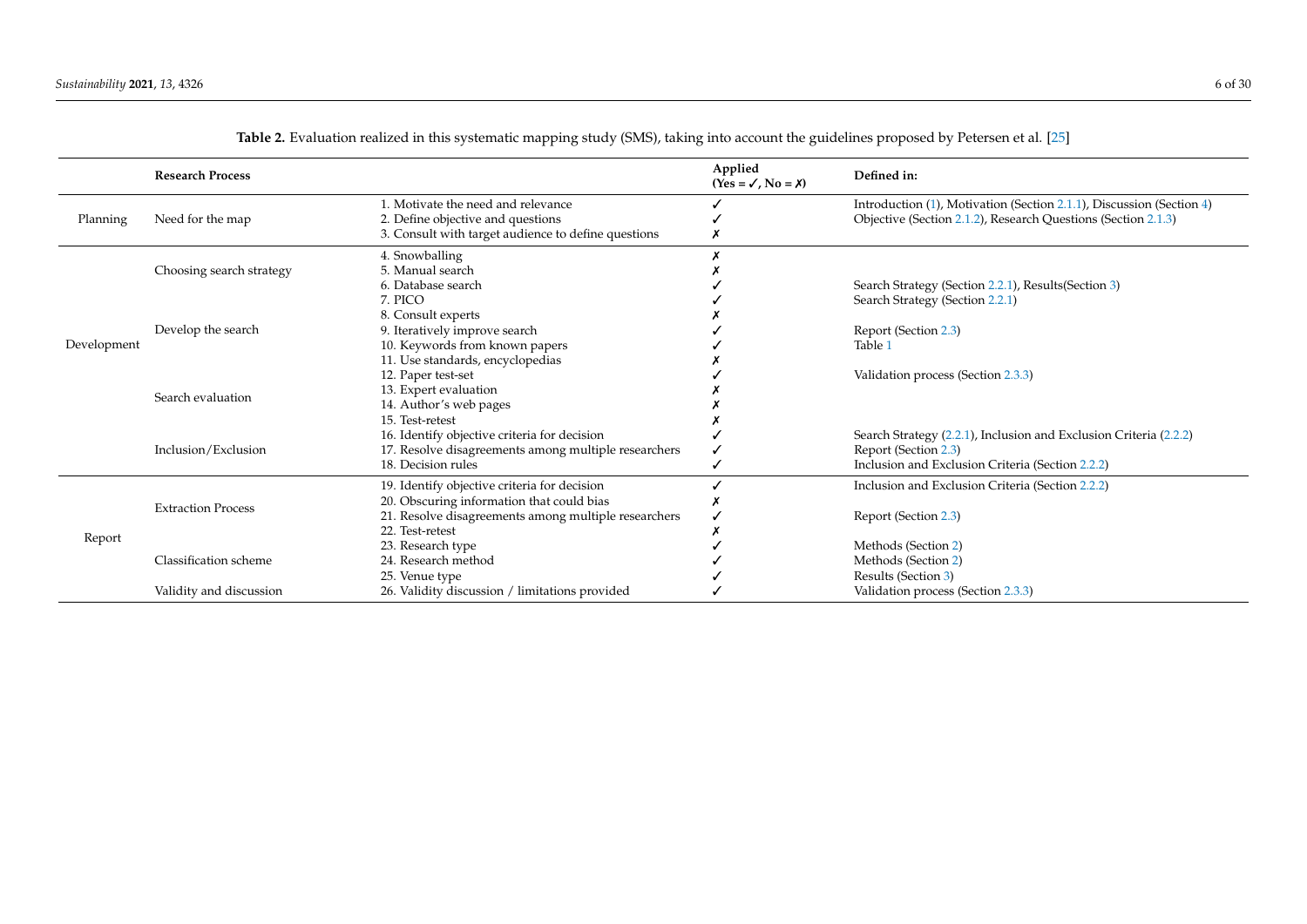**Table 2.** Evaluation realized in this systematic mapping study (SMS), taking into account the guidelines proposed by Petersen et al. [25]

| | Research Process | | Applied (Yes = ✓, No = ✗) | Defined in: |
|---|---|---|---|---|
| Planning | Need for the map | 1. Motivate the need and relevance | ✓ | Introduction (1), Motivation (Section 2.1.1), Discussion (Section 4) |
| | | 2. Define objective and questions | ✓ | Objective (Section 2.1.2), Research Questions (Section 2.1.3) |
| | | 3. Consult with target audience to define questions | ✗ | |
| Development | Choosing search strategy | 4. Snowballing | ✗ | |
| | | 5. Manual search | ✗ | |
| | | 6. Database search | ✓ | Search Strategy (Section 2.2.1), Results(Section 3) |
| | Develop the search | 7. PICO | ✓ | Search Strategy (Section 2.2.1) |
| | | 8. Consult experts | ✗ | |
| | | 9. Iteratively improve search | ✓ | Report (Section 2.3) |
| | | 10. Keywords from known papers | ✓ | Table 1 |
| | | 11. Use standards, encyclopedias | ✗ | |
| | Search evaluation | 12. Paper test-set | ✓ | Validation process (Section 2.3.3) |
| | | 13. Expert evaluation | ✗ | |
| | | 14. Author's web pages | ✗ | |
| | | 15. Test-retest | ✗ | |
| | Inclusion/Exclusion | 16. Identify objective criteria for decision | ✓ | Search Strategy (2.2.1), Inclusion and Exclusion Criteria (2.2.2) |
| | | 17. Resolve disagreements among multiple researchers | ✓ | Report (Section 2.3) |
| | | 18. Decision rules | ✓ | Inclusion and Exclusion Criteria (Section 2.2.2) |
| Report | Extraction Process | 19. Identify objective criteria for decision | ✓ | Inclusion and Exclusion Criteria (Section 2.2.2) |
| | | 20. Obscuring information that could bias | ✗ | |
| | | 21. Resolve disagreements among multiple researchers | ✓ | Report (Section 2.3) |
| | | 22. Test-retest | ✗ | |
| | Classification scheme | 23. Research type | ✓ | Methods (Section 2) |
| | | 24. Research method | ✓ | Methods (Section 2) |
| | | 25. Venue type | ✓ | Results (Section 3) |
| | Validity and discussion | 26. Validity discussion / limitations provided | ✓ | Validation process (Section 2.3.3) |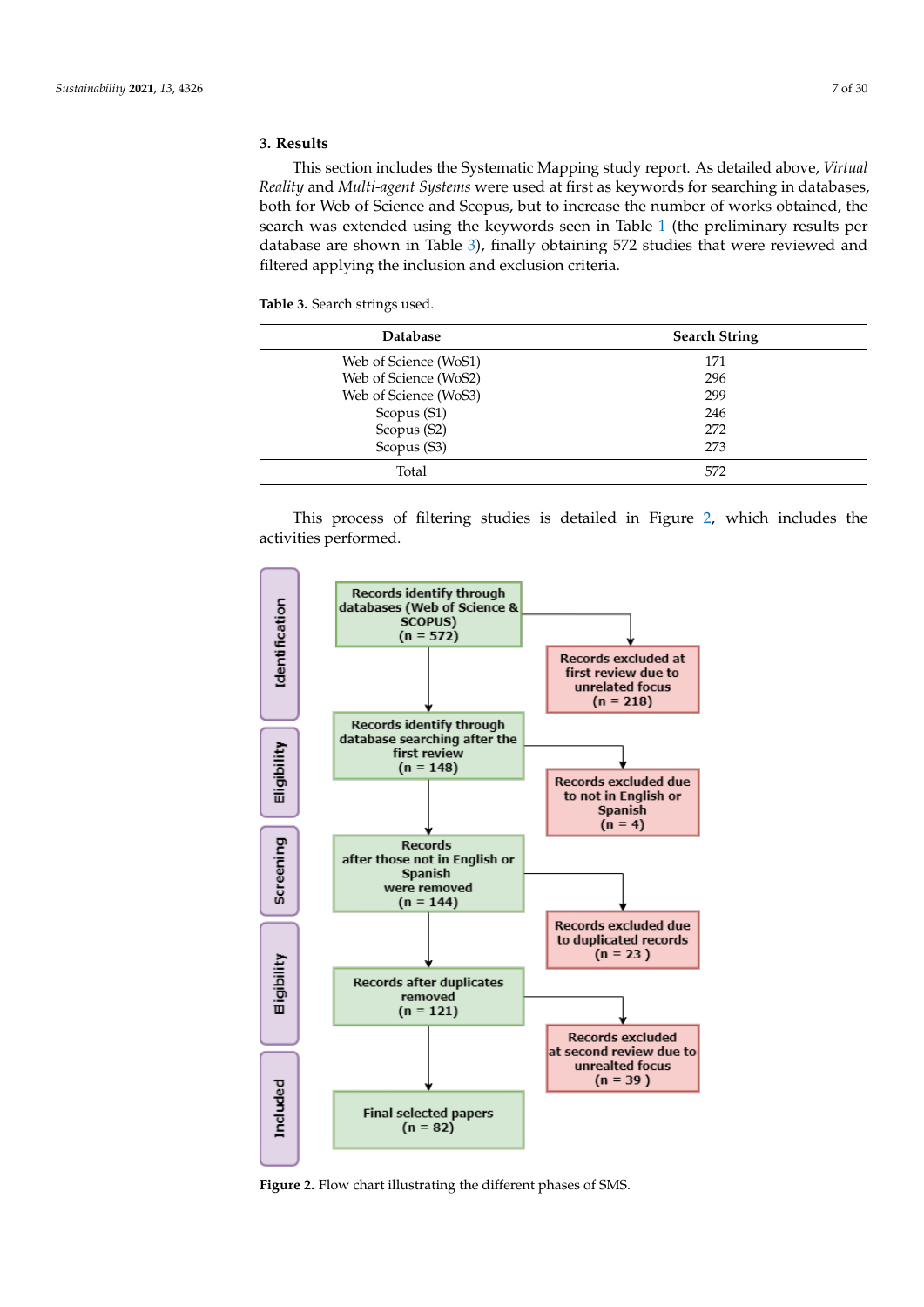## 3. Results

This section includes the Systematic Mapping study report. As detailed above, *Virtual Reality* and *Multi-agent Systems* were used at first as keywords for searching in databases, both for Web of Science and Scopus, but to increase the number of works obtained, the search was extended using the keywords seen in Table 1 (the preliminary results per database are shown in Table 3), finally obtaining 572 studies that were reviewed and filtered applying the inclusion and exclusion criteria.

**Table 3.** Search strings used.

| Database | Search String |
|---|---|
| Web of Science (WoS1) | 171 |
| Web of Science (WoS2) | 296 |
| Web of Science (WoS3) | 299 |
| Scopus (S1) | 246 |
| Scopus (S2) | 272 |
| Scopus (S3) | 273 |
| Total | 572 |

This process of filtering studies is detailed in Figure 2, which includes the activities performed.

- **Identification**
  - Records identify through databases (Web of Science & SCOPUS) (n = 572)
  - → Records excluded at first review due to unrelated focus (n = 218)
- **Eligibility**
  - Records identify through database searching after the first review (n = 148)
  - → Records excluded due to not in English or Spanish (n = 4)
- **Screening**
  - Records after those not in English or Spanish were removed (n = 144)
  - → Records excluded due to duplicated records (n = 23 )
- **Eligibility**
  - Records after duplicates removed (n = 121)
  - → Records excluded at second review due to unrealted focus (n = 39 )
- **Included**
  - Final selected papers (n = 82)

**Figure 2.** Flow chart illustrating the different phases of SMS.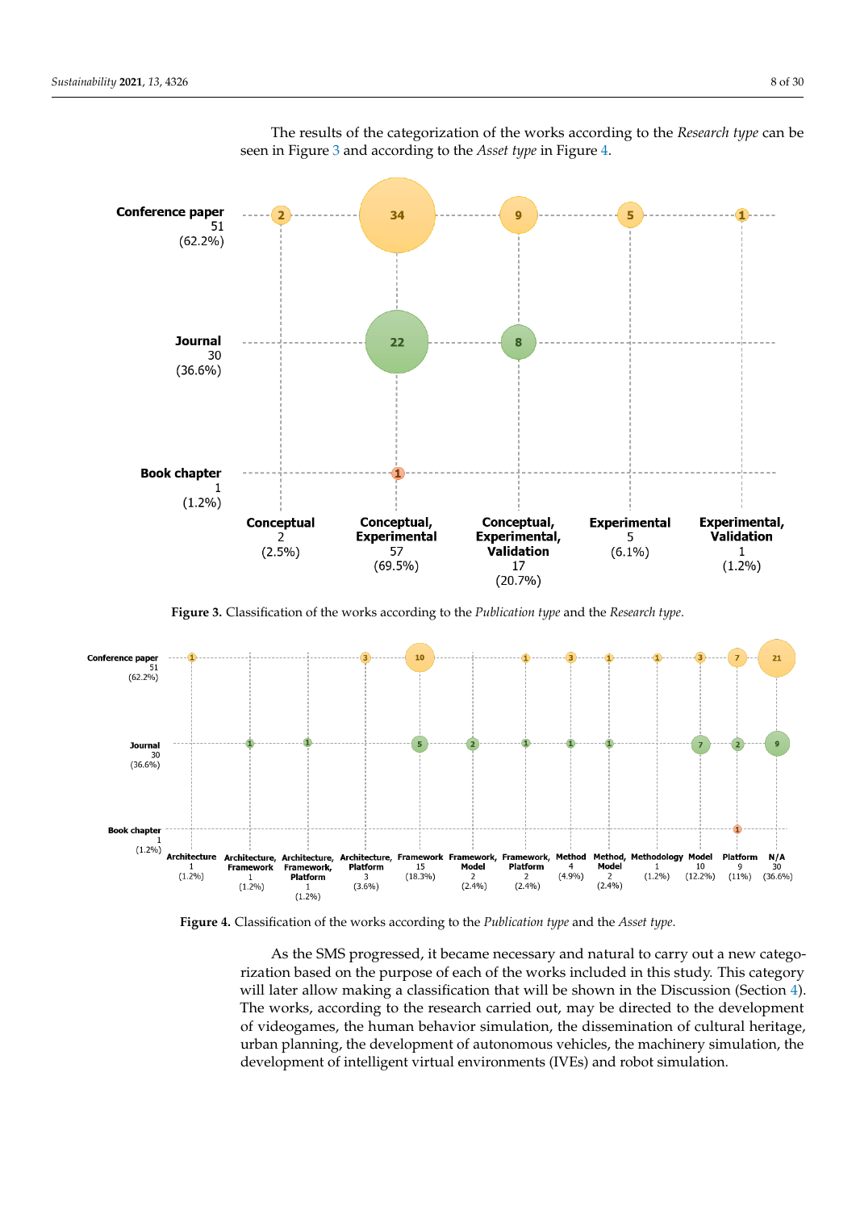The results of the categorization of the works according to the *Research type* can be seen in Figure 3 and according to the *Asset type* in Figure 4.

**Figure 3.** Classification of the works according to the *Publication type* and the *Research type*.

**Figure 4.** Classification of the works according to the *Publication type* and the *Asset type*.

As the SMS progressed, it became necessary and natural to carry out a new categorization based on the purpose of each of the works included in this study. This category will later allow making a classification that will be shown in the Discussion (Section 4). The works, according to the research carried out, may be directed to the development of videogames, the human behavior simulation, the dissemination of cultural heritage, urban planning, the development of autonomous vehicles, the machinery simulation, the development of intelligent virtual environments (IVEs) and robot simulation.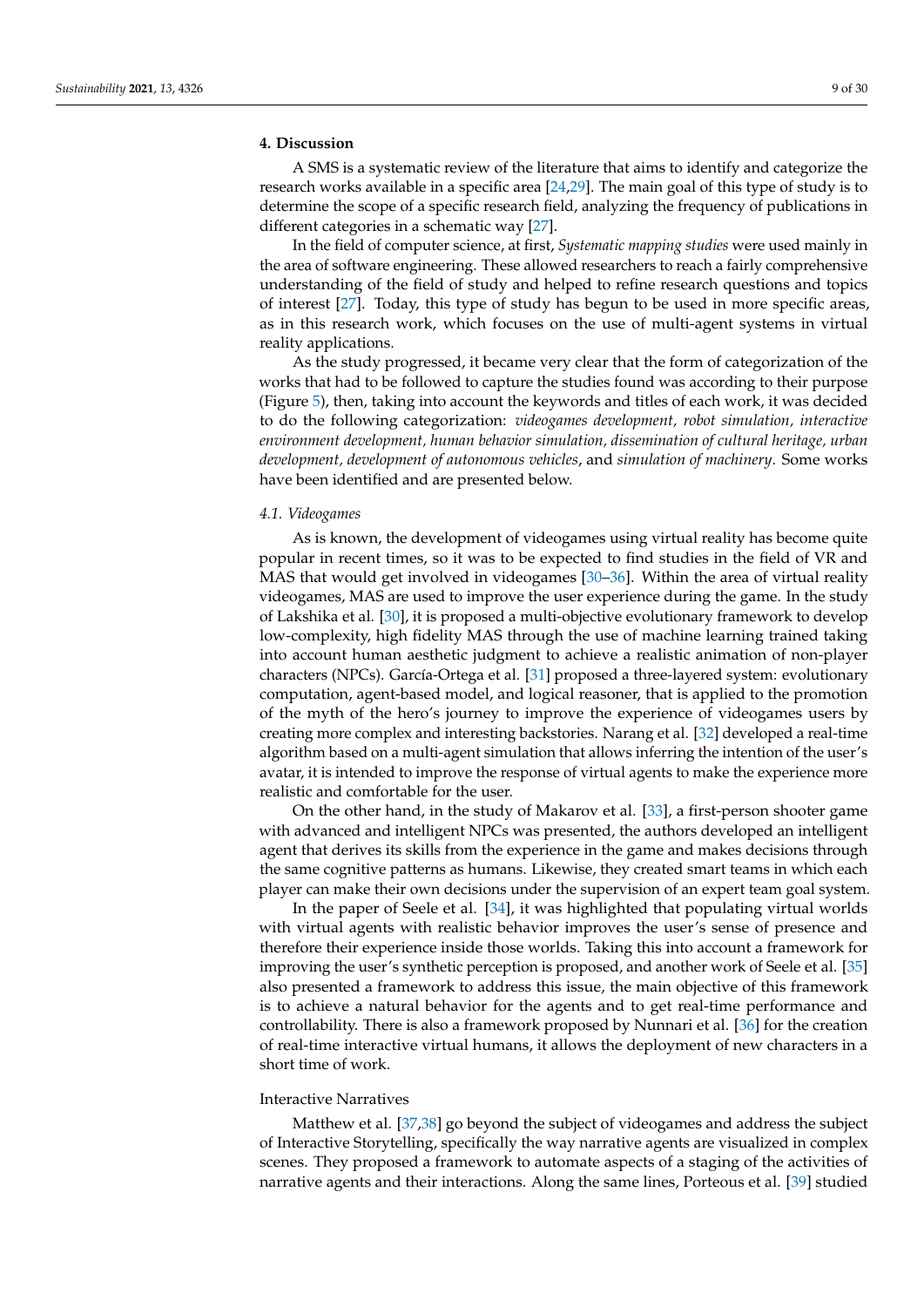## 4. Discussion

A SMS is a systematic review of the literature that aims to identify and categorize the research works available in a specific area [24,29]. The main goal of this type of study is to determine the scope of a specific research field, analyzing the frequency of publications in different categories in a schematic way [27].

In the field of computer science, at first, *Systematic mapping studies* were used mainly in the area of software engineering. These allowed researchers to reach a fairly comprehensive understanding of the field of study and helped to refine research questions and topics of interest [27]. Today, this type of study has begun to be used in more specific areas, as in this research work, which focuses on the use of multi-agent systems in virtual reality applications.

As the study progressed, it became very clear that the form of categorization of the works that had to be followed to capture the studies found was according to their purpose (Figure 5), then, taking into account the keywords and titles of each work, it was decided to do the following categorization: *videogames development, robot simulation, interactive environment development, human behavior simulation, dissemination of cultural heritage, urban development, development of autonomous vehicles*, and *simulation of machinery*. Some works have been identified and are presented below.

### 4.1. Videogames

As is known, the development of videogames using virtual reality has become quite popular in recent times, so it was to be expected to find studies in the field of VR and MAS that would get involved in videogames [30–36]. Within the area of virtual reality videogames, MAS are used to improve the user experience during the game. In the study of Lakshika et al. [30], it is proposed a multi-objective evolutionary framework to develop low-complexity, high fidelity MAS through the use of machine learning trained taking into account human aesthetic judgment to achieve a realistic animation of non-player characters (NPCs). García-Ortega et al. [31] proposed a three-layered system: evolutionary computation, agent-based model, and logical reasoner, that is applied to the promotion of the myth of the hero's journey to improve the experience of videogames users by creating more complex and interesting backstories. Narang et al. [32] developed a real-time algorithm based on a multi-agent simulation that allows inferring the intention of the user's avatar, it is intended to improve the response of virtual agents to make the experience more realistic and comfortable for the user.

On the other hand, in the study of Makarov et al. [33], a first-person shooter game with advanced and intelligent NPCs was presented, the authors developed an intelligent agent that derives its skills from the experience in the game and makes decisions through the same cognitive patterns as humans. Likewise, they created smart teams in which each player can make their own decisions under the supervision of an expert team goal system.

In the paper of Seele et al. [34], it was highlighted that populating virtual worlds with virtual agents with realistic behavior improves the user's sense of presence and therefore their experience inside those worlds. Taking this into account a framework for improving the user's synthetic perception is proposed, and another work of Seele et al. [35] also presented a framework to address this issue, the main objective of this framework is to achieve a natural behavior for the agents and to get real-time performance and controllability. There is also a framework proposed by Nunnari et al. [36] for the creation of real-time interactive virtual humans, it allows the deployment of new characters in a short time of work.

#### Interactive Narratives

Matthew et al. [37,38] go beyond the subject of videogames and address the subject of Interactive Storytelling, specifically the way narrative agents are visualized in complex scenes. They proposed a framework to automate aspects of a staging of the activities of narrative agents and their interactions. Along the same lines, Porteous et al. [39] studied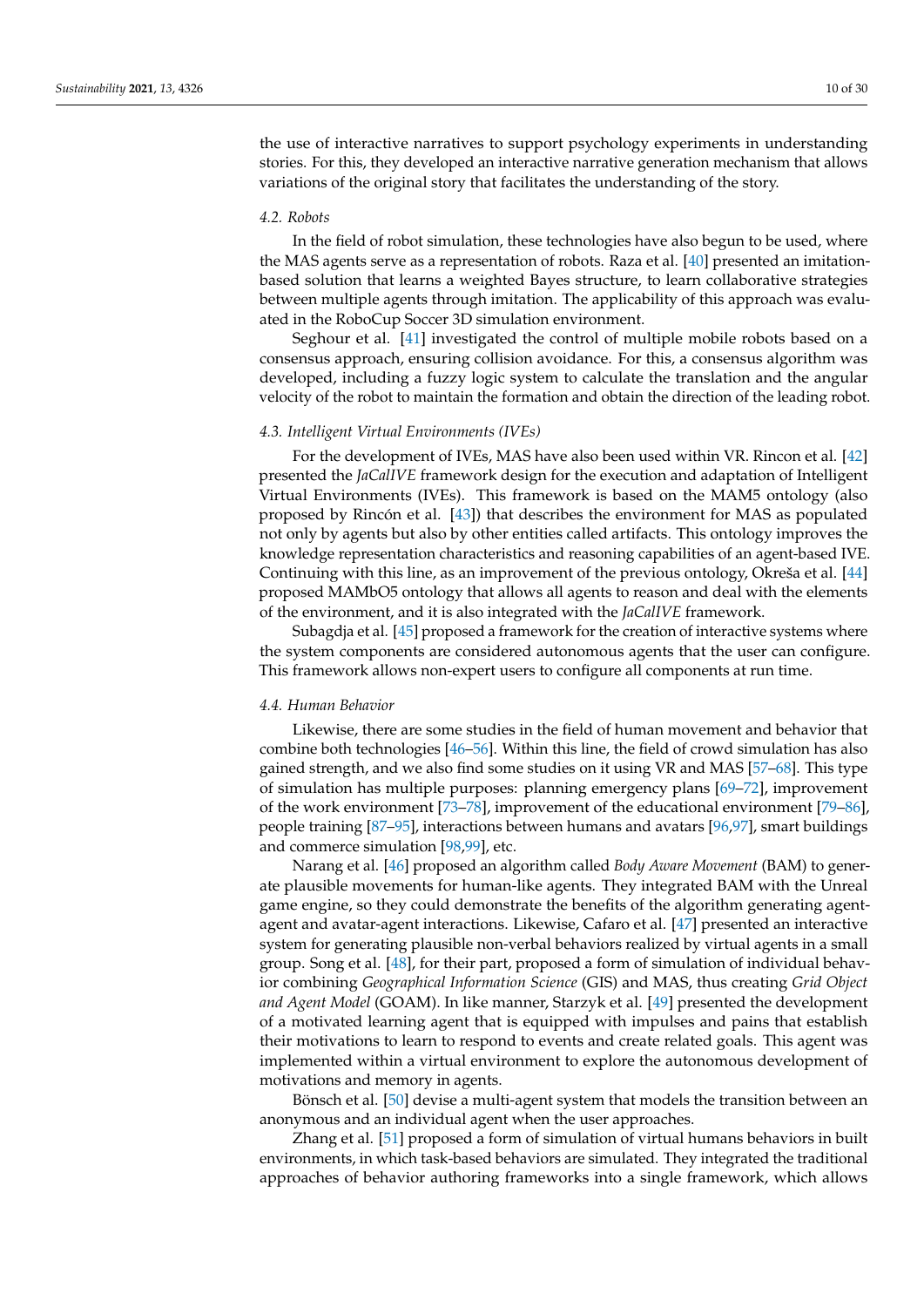the use of interactive narratives to support psychology experiments in understanding stories. For this, they developed an interactive narrative generation mechanism that allows variations of the original story that facilitates the understanding of the story.

### 4.2. Robots

In the field of robot simulation, these technologies have also begun to be used, where the MAS agents serve as a representation of robots. Raza et al. [40] presented an imitation-based solution that learns a weighted Bayes structure, to learn collaborative strategies between multiple agents through imitation. The applicability of this approach was evaluated in the RoboCup Soccer 3D simulation environment.

Seghour et al. [41] investigated the control of multiple mobile robots based on a consensus approach, ensuring collision avoidance. For this, a consensus algorithm was developed, including a fuzzy logic system to calculate the translation and the angular velocity of the robot to maintain the formation and obtain the direction of the leading robot.

### 4.3. Intelligent Virtual Environments (IVEs)

For the development of IVEs, MAS have also been used within VR. Rincon et al. [42] presented the *JaCalIVE* framework design for the execution and adaptation of Intelligent Virtual Environments (IVEs). This framework is based on the MAM5 ontology (also proposed by Rincón et al. [43]) that describes the environment for MAS as populated not only by agents but also by other entities called artifacts. This ontology improves the knowledge representation characteristics and reasoning capabilities of an agent-based IVE. Continuing with this line, as an improvement of the previous ontology, Okreša et al. [44] proposed MAMbO5 ontology that allows all agents to reason and deal with the elements of the environment, and it is also integrated with the *JaCalIVE* framework.

Subagdja et al. [45] proposed a framework for the creation of interactive systems where the system components are considered autonomous agents that the user can configure. This framework allows non-expert users to configure all components at run time.

### 4.4. Human Behavior

Likewise, there are some studies in the field of human movement and behavior that combine both technologies [46–56]. Within this line, the field of crowd simulation has also gained strength, and we also find some studies on it using VR and MAS [57–68]. This type of simulation has multiple purposes: planning emergency plans [69–72], improvement of the work environment [73–78], improvement of the educational environment [79–86], people training [87–95], interactions between humans and avatars [96,97], smart buildings and commerce simulation [98,99], etc.

Narang et al. [46] proposed an algorithm called *Body Aware Movement* (BAM) to generate plausible movements for human-like agents. They integrated BAM with the Unreal game engine, so they could demonstrate the benefits of the algorithm generating agent-agent and avatar-agent interactions. Likewise, Cafaro et al. [47] presented an interactive system for generating plausible non-verbal behaviors realized by virtual agents in a small group. Song et al. [48], for their part, proposed a form of simulation of individual behavior combining *Geographical Information Science* (GIS) and MAS, thus creating *Grid Object and Agent Model* (GOAM). In like manner, Starzyk et al. [49] presented the development of a motivated learning agent that is equipped with impulses and pains that establish their motivations to learn to respond to events and create related goals. This agent was implemented within a virtual environment to explore the autonomous development of motivations and memory in agents.

Bönsch et al. [50] devise a multi-agent system that models the transition between an anonymous and an individual agent when the user approaches.

Zhang et al. [51] proposed a form of simulation of virtual humans behaviors in built environments, in which task-based behaviors are simulated. They integrated the traditional approaches of behavior authoring frameworks into a single framework, which allows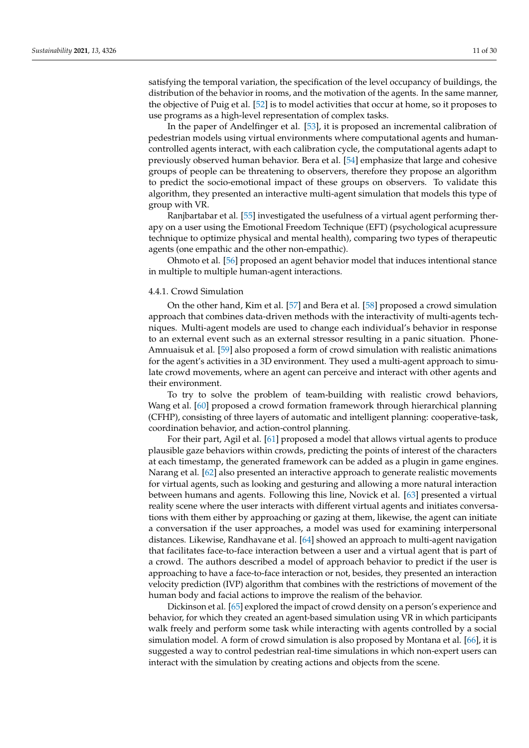satisfying the temporal variation, the specification of the level occupancy of buildings, the distribution of the behavior in rooms, and the motivation of the agents. In the same manner, the objective of Puig et al. [52] is to model activities that occur at home, so it proposes to use programs as a high-level representation of complex tasks.

In the paper of Andelfinger et al. [53], it is proposed an incremental calibration of pedestrian models using virtual environments where computational agents and human-controlled agents interact, with each calibration cycle, the computational agents adapt to previously observed human behavior. Bera et al. [54] emphasize that large and cohesive groups of people can be threatening to observers, therefore they propose an algorithm to predict the socio-emotional impact of these groups on observers. To validate this algorithm, they presented an interactive multi-agent simulation that models this type of group with VR.

Ranjbartabar et al. [55] investigated the usefulness of a virtual agent performing therapy on a user using the Emotional Freedom Technique (EFT) (psychological acupressure technique to optimize physical and mental health), comparing two types of therapeutic agents (one empathic and the other non-empathic).

Ohmoto et al. [56] proposed an agent behavior model that induces intentional stance in multiple to multiple human-agent interactions.

#### 4.4.1. Crowd Simulation

On the other hand, Kim et al. [57] and Bera et al. [58] proposed a crowd simulation approach that combines data-driven methods with the interactivity of multi-agents techniques. Multi-agent models are used to change each individual's behavior in response to an external event such as an external stressor resulting in a panic situation. Phone-Amnuaisuk et al. [59] also proposed a form of crowd simulation with realistic animations for the agent's activities in a 3D environment. They used a multi-agent approach to simulate crowd movements, where an agent can perceive and interact with other agents and their environment.

To try to solve the problem of team-building with realistic crowd behaviors, Wang et al. [60] proposed a crowd formation framework through hierarchical planning (CFHP), consisting of three layers of automatic and intelligent planning: cooperative-task, coordination behavior, and action-control planning.

For their part, Agil et al. [61] proposed a model that allows virtual agents to produce plausible gaze behaviors within crowds, predicting the points of interest of the characters at each timestamp, the generated framework can be added as a plugin in game engines. Narang et al. [62] also presented an interactive approach to generate realistic movements for virtual agents, such as looking and gesturing and allowing a more natural interaction between humans and agents. Following this line, Novick et al. [63] presented a virtual reality scene where the user interacts with different virtual agents and initiates conversations with them either by approaching or gazing at them, likewise, the agent can initiate a conversation if the user approaches, a model was used for examining interpersonal distances. Likewise, Randhavane et al. [64] showed an approach to multi-agent navigation that facilitates face-to-face interaction between a user and a virtual agent that is part of a crowd. The authors described a model of approach behavior to predict if the user is approaching to have a face-to-face interaction or not, besides, they presented an interaction velocity prediction (IVP) algorithm that combines with the restrictions of movement of the human body and facial actions to improve the realism of the behavior.

Dickinson et al. [65] explored the impact of crowd density on a person's experience and behavior, for which they created an agent-based simulation using VR in which participants walk freely and perform some task while interacting with agents controlled by a social simulation model. A form of crowd simulation is also proposed by Montana et al. [66], it is suggested a way to control pedestrian real-time simulations in which non-expert users can interact with the simulation by creating actions and objects from the scene.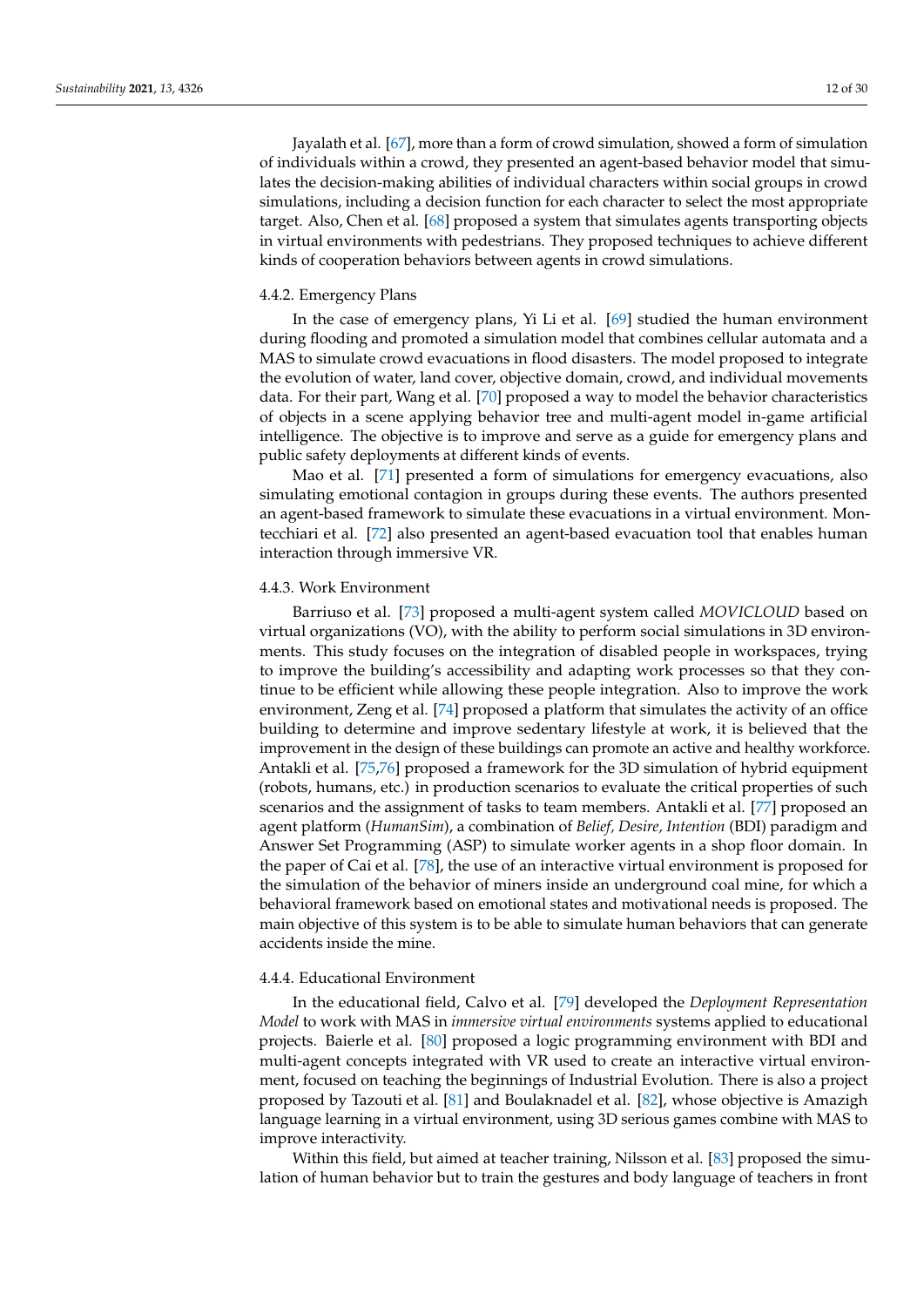Jayalath et al. [67], more than a form of crowd simulation, showed a form of simulation of individuals within a crowd, they presented an agent-based behavior model that simulates the decision-making abilities of individual characters within social groups in crowd simulations, including a decision function for each character to select the most appropriate target. Also, Chen et al. [68] proposed a system that simulates agents transporting objects in virtual environments with pedestrians. They proposed techniques to achieve different kinds of cooperation behaviors between agents in crowd simulations.

#### 4.4.2. Emergency Plans

In the case of emergency plans, Yi Li et al. [69] studied the human environment during flooding and promoted a simulation model that combines cellular automata and a MAS to simulate crowd evacuations in flood disasters. The model proposed to integrate the evolution of water, land cover, objective domain, crowd, and individual movements data. For their part, Wang et al. [70] proposed a way to model the behavior characteristics of objects in a scene applying behavior tree and multi-agent model in-game artificial intelligence. The objective is to improve and serve as a guide for emergency plans and public safety deployments at different kinds of events.

Mao et al. [71] presented a form of simulations for emergency evacuations, also simulating emotional contagion in groups during these events. The authors presented an agent-based framework to simulate these evacuations in a virtual environment. Montecchiari et al. [72] also presented an agent-based evacuation tool that enables human interaction through immersive VR.

#### 4.4.3. Work Environment

Barriuso et al. [73] proposed a multi-agent system called *MOVICLOUD* based on virtual organizations (VO), with the ability to perform social simulations in 3D environments. This study focuses on the integration of disabled people in workspaces, trying to improve the building's accessibility and adapting work processes so that they continue to be efficient while allowing these people integration. Also to improve the work environment, Zeng et al. [74] proposed a platform that simulates the activity of an office building to determine and improve sedentary lifestyle at work, it is believed that the improvement in the design of these buildings can promote an active and healthy workforce. Antakli et al. [75,76] proposed a framework for the 3D simulation of hybrid equipment (robots, humans, etc.) in production scenarios to evaluate the critical properties of such scenarios and the assignment of tasks to team members. Antakli et al. [77] proposed an agent platform (*HumanSim*), a combination of *Belief, Desire, Intention* (BDI) paradigm and Answer Set Programming (ASP) to simulate worker agents in a shop floor domain. In the paper of Cai et al. [78], the use of an interactive virtual environment is proposed for the simulation of the behavior of miners inside an underground coal mine, for which a behavioral framework based on emotional states and motivational needs is proposed. The main objective of this system is to be able to simulate human behaviors that can generate accidents inside the mine.

#### 4.4.4. Educational Environment

In the educational field, Calvo et al. [79] developed the *Deployment Representation Model* to work with MAS in *immersive virtual environments* systems applied to educational projects. Baierle et al. [80] proposed a logic programming environment with BDI and multi-agent concepts integrated with VR used to create an interactive virtual environment, focused on teaching the beginnings of Industrial Evolution. There is also a project proposed by Tazouti et al. [81] and Boulaknadel et al. [82], whose objective is also Amazigh language learning in a virtual environment, using 3D serious games combine with MAS to improve interactivity.

Within this field, but aimed at teacher training, Nilsson et al. [83] proposed the simulation of human behavior but to train the gestures and body language of teachers in front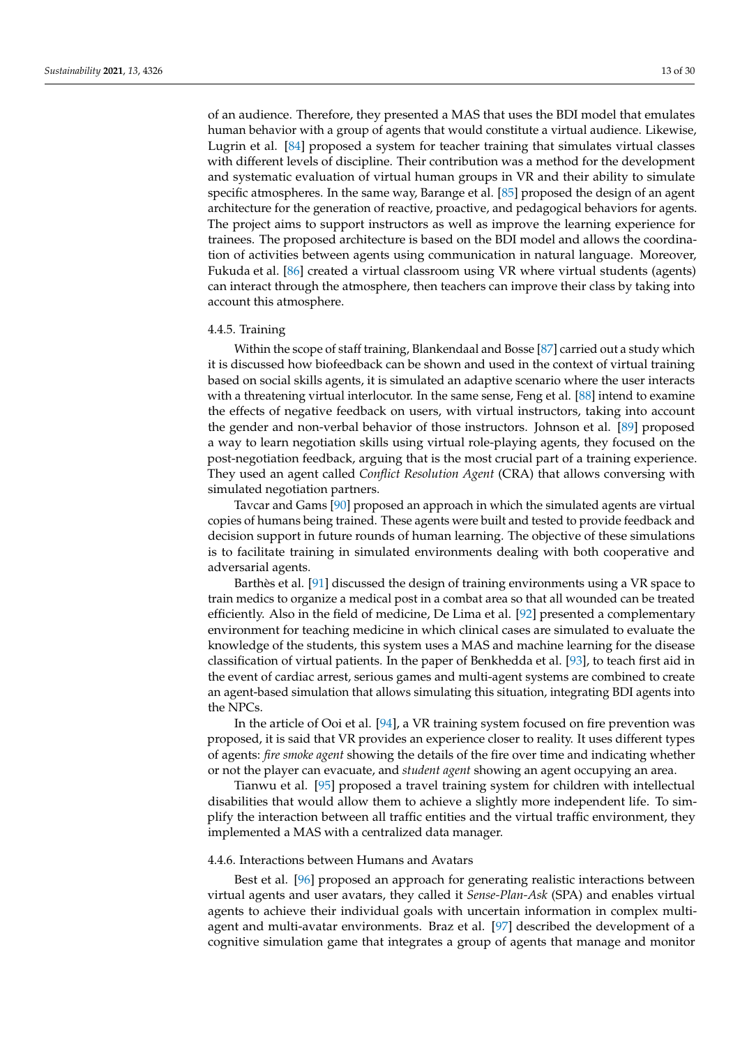of an audience. Therefore, they presented a MAS that uses the BDI model that emulates human behavior with a group of agents that would constitute a virtual audience. Likewise, Lugrin et al. [84] proposed a system for teacher training that simulates virtual classes with different levels of discipline. Their contribution was a method for the development and systematic evaluation of virtual human groups in VR and their ability to simulate specific atmospheres. In the same way, Barange et al. [85] proposed the design of an agent architecture for the generation of reactive, proactive, and pedagogical behaviors for agents. The project aims to support instructors as well as improve the learning experience for trainees. The proposed architecture is based on the BDI model and allows the coordination of activities between agents using communication in natural language. Moreover, Fukuda et al. [86] created a virtual classroom using VR where virtual students (agents) can interact through the atmosphere, then teachers can improve their class by taking into account this atmosphere.

#### 4.4.5. Training

Within the scope of staff training, Blankendaal and Bosse [87] carried out a study which it is discussed how biofeedback can be shown and used in the context of virtual training based on social skills agents, it is simulated an adaptive scenario where the user interacts with a threatening virtual interlocutor. In the same sense, Feng et al. [88] intend to examine the effects of negative feedback on users, with virtual instructors, taking into account the gender and non-verbal behavior of those instructors. Johnson et al. [89] proposed a way to learn negotiation skills using virtual role-playing agents, they focused on the post-negotiation feedback, arguing that is the most crucial part of a training experience. They used an agent called *Conflict Resolution Agent* (CRA) that allows conversing with simulated negotiation partners.

Tavcar and Gams [90] proposed an approach in which the simulated agents are virtual copies of humans being trained. These agents were built and tested to provide feedback and decision support in future rounds of human learning. The objective of these simulations is to facilitate training in simulated environments dealing with both cooperative and adversarial agents.

Barthès et al. [91] discussed the design of training environments using a VR space to train medics to organize a medical post in a combat area so that all wounded can be treated efficiently. Also in the field of medicine, De Lima et al. [92] presented a complementary environment for teaching medicine in which clinical cases are simulated to evaluate the knowledge of the students, this system uses a MAS and machine learning for the disease classification of virtual patients. In the paper of Benkhedda et al. [93], to teach first aid in the event of cardiac arrest, serious games and multi-agent systems are combined to create an agent-based simulation that allows simulating this situation, integrating BDI agents into the NPCs.

In the article of Ooi et al. [94], a VR training system focused on fire prevention was proposed, it is said that VR provides an experience closer to reality. It uses different types of agents: *fire smoke agent* showing the details of the fire over time and indicating whether or not the player can evacuate, and *student agent* showing an agent occupying an area.

Tianwu et al. [95] proposed a travel training system for children with intellectual disabilities that would allow them to achieve a slightly more independent life. To simplify the interaction between all traffic entities and the virtual traffic environment, they implemented a MAS with a centralized data manager.

#### 4.4.6. Interactions between Humans and Avatars

Best et al. [96] proposed an approach for generating realistic interactions between virtual agents and user avatars, they called it *Sense-Plan-Ask* (SPA) and enables virtual agents to achieve their individual goals with uncertain information in complex multi-agent and multi-avatar environments. Braz et al. [97] described the development of a cognitive simulation game that integrates a group of agents that manage and monitor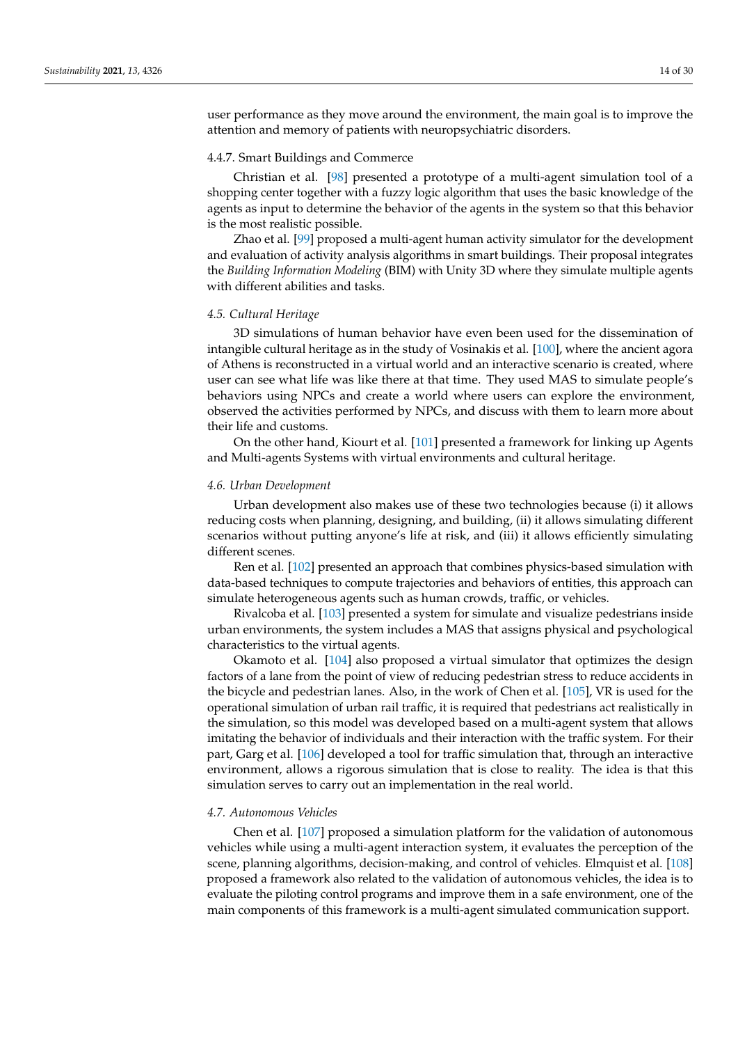user performance as they move around the environment, the main goal is to improve the attention and memory of patients with neuropsychiatric disorders.

#### 4.4.7. Smart Buildings and Commerce

Christian et al. [98] presented a prototype of a multi-agent simulation tool of a shopping center together with a fuzzy logic algorithm that uses the basic knowledge of the agents as input to determine the behavior of the agents in the system so that this behavior is the most realistic possible.

Zhao et al. [99] proposed a multi-agent human activity simulator for the development and evaluation of activity analysis algorithms in smart buildings. Their proposal integrates the *Building Information Modeling* (BIM) with Unity 3D where they simulate multiple agents with different abilities and tasks.

### *4.5. Cultural Heritage*

3D simulations of human behavior have even been used for the dissemination of intangible cultural heritage as in the study of Vosinakis et al. [100], where the ancient agora of Athens is reconstructed in a virtual world and an interactive scenario is created, where user can see what life was like there at that time. They used MAS to simulate people's behaviors using NPCs and create a world where users can explore the environment, observed the activities performed by NPCs, and discuss with them to learn more about their life and customs.

On the other hand, Kiourt et al. [101] presented a framework for linking up Agents and Multi-agents Systems with virtual environments and cultural heritage.

### *4.6. Urban Development*

Urban development also makes use of these two technologies because (i) it allows reducing costs when planning, designing, and building, (ii) it allows simulating different scenarios without putting anyone's life at risk, and (iii) it allows efficiently simulating different scenes.

Ren et al. [102] presented an approach that combines physics-based simulation with data-based techniques to compute trajectories and behaviors of entities, this approach can simulate heterogeneous agents such as human crowds, traffic, or vehicles.

Rivalcoba et al. [103] presented a system for simulate and visualize pedestrians inside urban environments, the system includes a MAS that assigns physical and psychological characteristics to the virtual agents.

Okamoto et al. [104] also proposed a virtual simulator that optimizes the design factors of a lane from the point of view of reducing pedestrian stress to reduce accidents in the bicycle and pedestrian lanes. Also, in the work of Chen et al. [105], VR is used for the operational simulation of urban rail traffic, it is required that pedestrians act realistically in the simulation, so this model was developed based on a multi-agent system that allows imitating the behavior of individuals and their interaction with the traffic system. For their part, Garg et al. [106] developed a tool for traffic simulation that, through an interactive environment, allows a rigorous simulation that is close to reality. The idea is that this simulation serves to carry out an implementation in the real world.

### *4.7. Autonomous Vehicles*

Chen et al. [107] proposed a simulation platform for the validation of autonomous vehicles while using a multi-agent interaction system, it evaluates the perception of the scene, planning algorithms, decision-making, and control of vehicles. Elmquist et al. [108] proposed a framework also related to the validation of autonomous vehicles, the idea is to evaluate the piloting control programs and improve them in a safe environment, one of the main components of this framework is a multi-agent simulated communication support.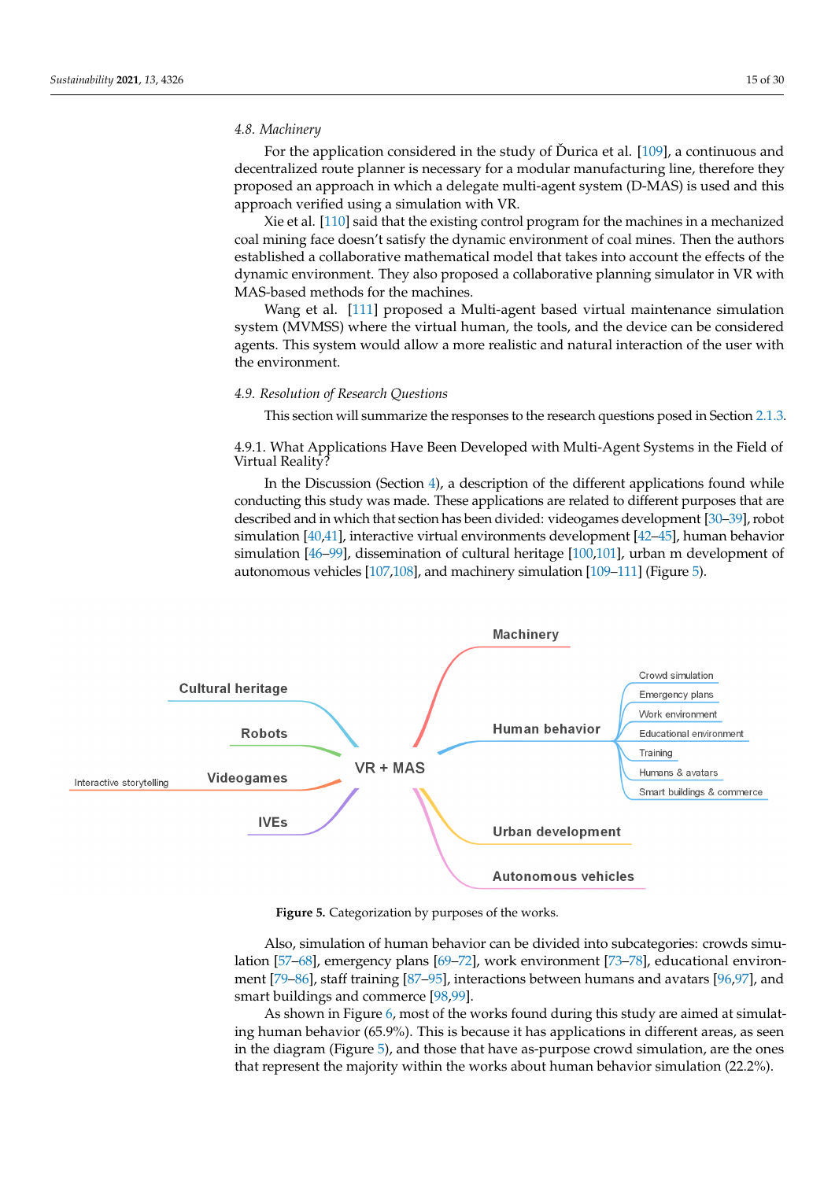### 4.8. Machinery

For the application considered in the study of Ďurica et al. [109], a continuous and decentralized route planner is necessary for a modular manufacturing line, therefore they proposed an approach in which a delegate multi-agent system (D-MAS) is used and this approach verified using a simulation with VR.

Xie et al. [110] said that the existing control program for the machines in a mechanized coal mining face doesn't satisfy the dynamic environment of coal mines. Then the authors established a collaborative mathematical model that takes into account the effects of the dynamic environment. They also proposed a collaborative planning simulator in VR with MAS-based methods for the machines.

Wang et al. [111] proposed a Multi-agent based virtual maintenance simulation system (MVMSS) where the virtual human, the tools, and the device can be considered agents. This system would allow a more realistic and natural interaction of the user with the environment.

### 4.9. Resolution of Research Questions

This section will summarize the responses to the research questions posed in Section 2.1.3.

#### 4.9.1. What Applications Have Been Developed with Multi-Agent Systems in the Field of Virtual Reality?

In the Discussion (Section 4), a description of the different applications found while conducting this study was made. These applications are related to different purposes that are described and in which that section has been divided: videogames development [30–39], robot simulation [40,41], interactive virtual environments development [42–45], human behavior simulation [46–99], dissemination of cultural heritage [100,101], urban m development of autonomous vehicles [107,108], and machinery simulation [109–111] (Figure 5).

Figure 5. Categorization by purposes of the works.

Also, simulation of human behavior can be divided into subcategories: crowds simulation [57–68], emergency plans [69–72], work environment [73–78], educational environment [79–86], staff training [87–95], interactions between humans and avatars [96,97], and smart buildings and commerce [98,99].

As shown in Figure 6, most of the works found during this study are aimed at simulating human behavior (65.9%). This is because it has applications in different areas, as seen in the diagram (Figure 5), and those that have as-purpose crowd simulation, are the ones that represent the majority within the works about human behavior simulation (22.2%).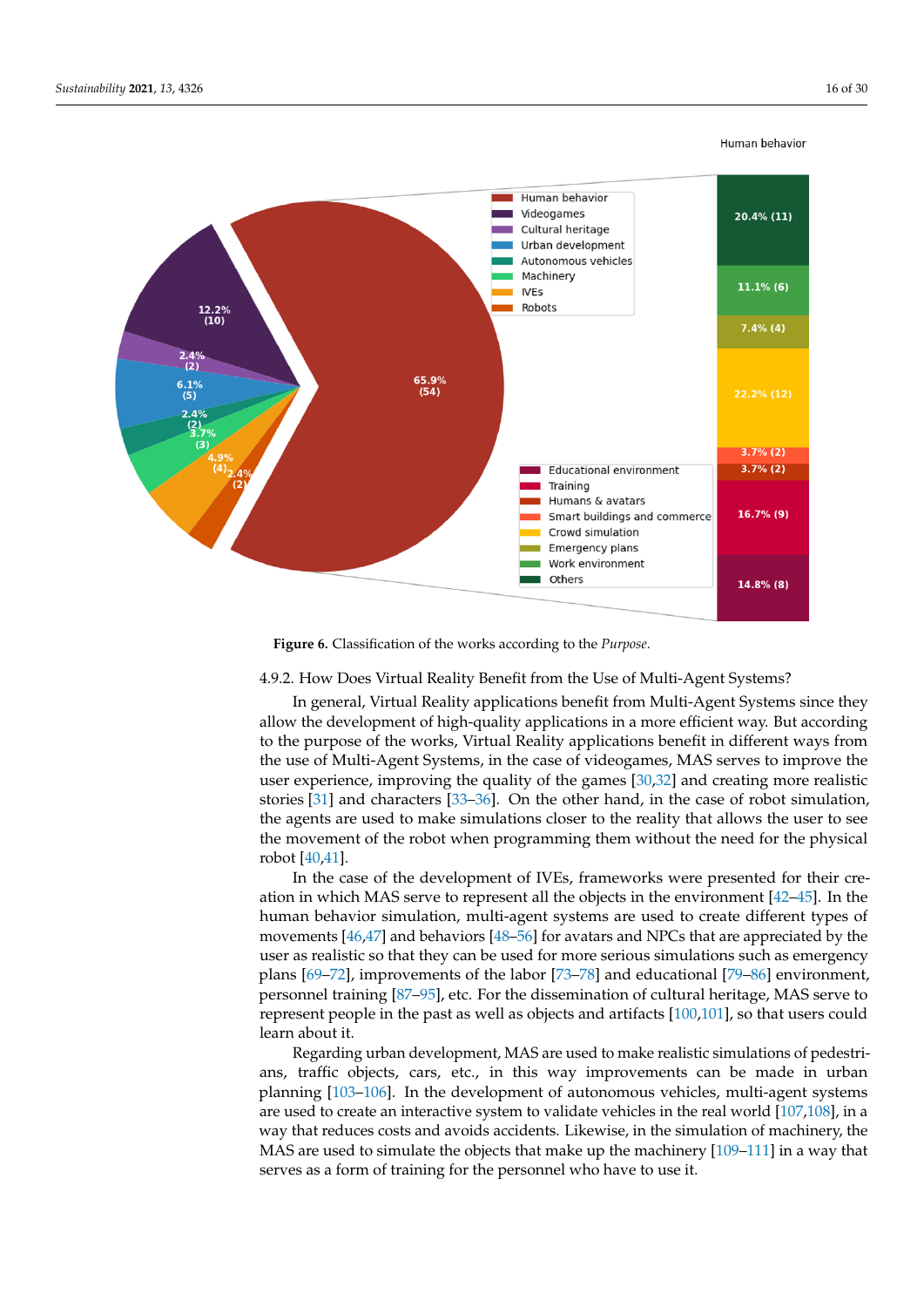Figure 6. Classification of the works according to the *Purpose*.

4.9.2. How Does Virtual Reality Benefit from the Use of Multi-Agent Systems?

In general, Virtual Reality applications benefit from Multi-Agent Systems since they allow the development of high-quality applications in a more efficient way. But according to the purpose of the works, Virtual Reality applications benefit in different ways from the use of Multi-Agent Systems, in the case of videogames, MAS serves to improve the user experience, improving the quality of the games [30,32] and creating more realistic stories [31] and characters [33–36]. On the other hand, in the case of robot simulation, the agents are used to make simulations closer to the reality that allows the user to see the movement of the robot when programming them without the need for the physical robot [40,41].

In the case of the development of IVEs, frameworks were presented for their creation in which MAS serve to represent all the objects in the environment [42–45]. In the human behavior simulation, multi-agent systems are used to create different types of movements [46,47] and behaviors [48–56] for avatars and NPCs that are appreciated by the user as realistic so that they can be used for more serious simulations such as emergency plans [69–72], improvements of the labor [73–78] and educational [79–86] environment, personnel training [87–95], etc. For the dissemination of cultural heritage, MAS serve to represent people in the past as well as objects and artifacts [100,101], so that users could learn about it.

Regarding urban development, MAS are used to make realistic simulations of pedestrians, traffic objects, cars, etc., in this way improvements can be made in urban planning [103–106]. In the development of autonomous vehicles, multi-agent systems are used to create an interactive system to validate vehicles in the real world [107,108], in a way that reduces costs and avoids accidents. Likewise, in the simulation of machinery, the MAS are used to simulate the objects that make up the machinery [109–111] in a way that serves as a form of training for the personnel who have to use it.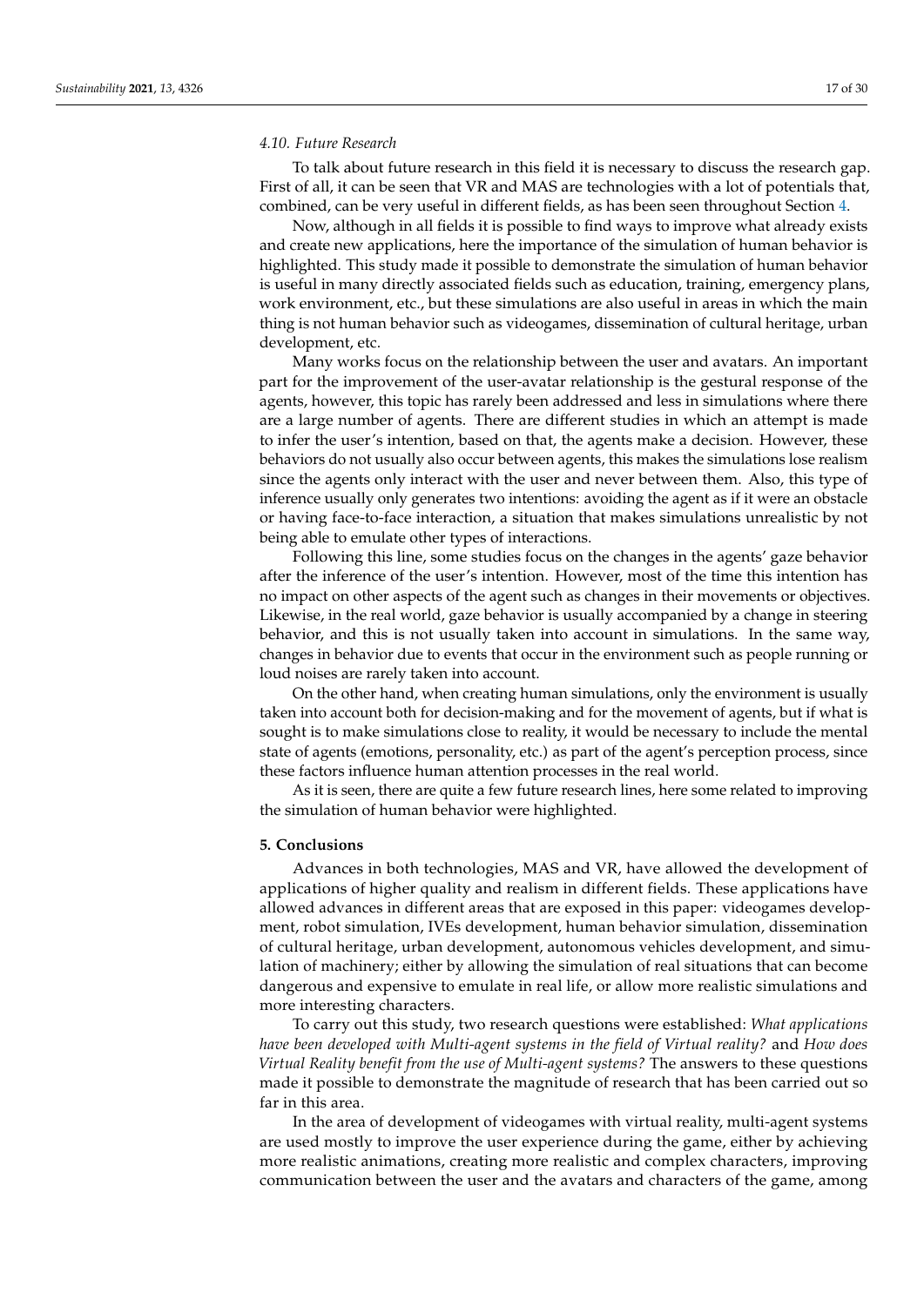### 4.10. Future Research

To talk about future research in this field it is necessary to discuss the research gap. First of all, it can be seen that VR and MAS are technologies with a lot of potentials that, combined, can be very useful in different fields, as has been seen throughout Section 4.

Now, although in all fields it is possible to find ways to improve what already exists and create new applications, here the importance of the simulation of human behavior is highlighted. This study made it possible to demonstrate the simulation of human behavior is useful in many directly associated fields such as education, training, emergency plans, work environment, etc., but these simulations are also useful in areas in which the main thing is not human behavior such as videogames, dissemination of cultural heritage, urban development, etc.

Many works focus on the relationship between the user and avatars. An important part for the improvement of the user-avatar relationship is the gestural response of the agents, however, this topic has rarely been addressed and less in simulations where there are a large number of agents. There are different studies in which an attempt is made to infer the user's intention, based on that, the agents make a decision. However, these behaviors do not usually also occur between agents, this makes the simulations lose realism since the agents only interact with the user and never between them. Also, this type of inference usually only generates two intentions: avoiding the agent as if it were an obstacle or having face-to-face interaction, a situation that makes simulations unrealistic by not being able to emulate other types of interactions.

Following this line, some studies focus on the changes in the agents' gaze behavior after the inference of the user's intention. However, most of the time this intention has no impact on other aspects of the agent such as changes in their movements or objectives. Likewise, in the real world, gaze behavior is usually accompanied by a change in steering behavior, and this is not usually taken into account in simulations. In the same way, changes in behavior due to events that occur in the environment such as people running or loud noises are rarely taken into account.

On the other hand, when creating human simulations, only the environment is usually taken into account both for decision-making and for the movement of agents, but if what is sought is to make simulations close to reality, it would be necessary to include the mental state of agents (emotions, personality, etc.) as part of the agent's perception process, since these factors influence human attention processes in the real world.

As it is seen, there are quite a few future research lines, here some related to improving the simulation of human behavior were highlighted.

## 5. Conclusions

Advances in both technologies, MAS and VR, have allowed the development of applications of higher quality and realism in different fields. These applications have allowed advances in different areas that are exposed in this paper: videogames development, robot simulation, IVEs development, human behavior simulation, dissemination of cultural heritage, urban development, autonomous vehicles development, and simulation of machinery; either by allowing the simulation of real situations that can become dangerous and expensive to emulate in real life, or allow more realistic simulations and more interesting characters.

To carry out this study, two research questions were established: *What applications have been developed with Multi-agent systems in the field of Virtual reality?* and *How does Virtual Reality benefit from the use of Multi-agent systems?* The answers to these questions made it possible to demonstrate the magnitude of research that has been carried out so far in this area.

In the area of development of videogames with virtual reality, multi-agent systems are used mostly to improve the user experience during the game, either by achieving more realistic animations, creating more realistic and complex characters, improving communication between the user and the avatars and characters of the game, among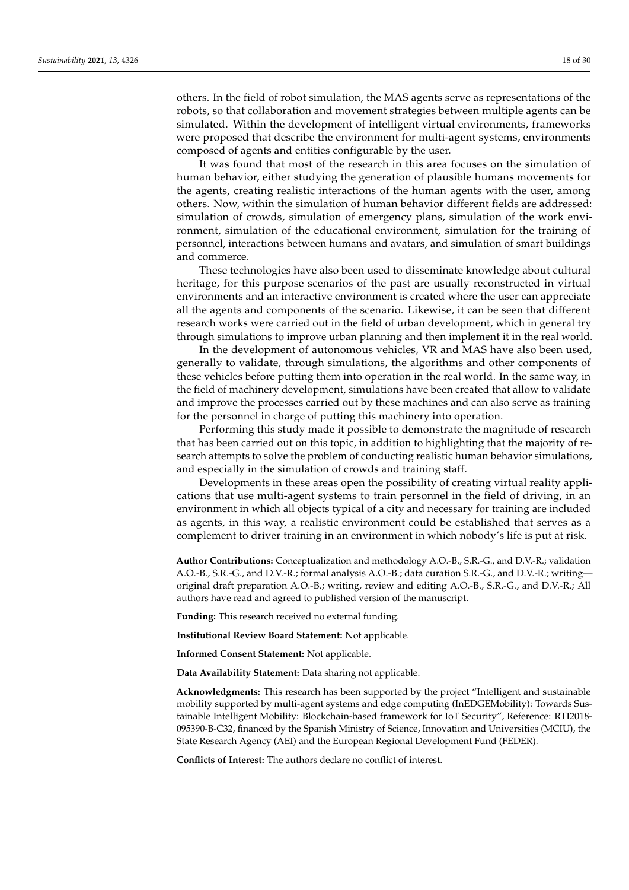others. In the field of robot simulation, the MAS agents serve as representations of the robots, so that collaboration and movement strategies between multiple agents can be simulated. Within the development of intelligent virtual environments, frameworks were proposed that describe the environment for multi-agent systems, environments composed of agents and entities configurable by the user.

It was found that most of the research in this area focuses on the simulation of human behavior, either studying the generation of plausible humans movements for the agents, creating realistic interactions of the human agents with the user, among others. Now, within the simulation of human behavior different fields are addressed: simulation of crowds, simulation of emergency plans, simulation of the work environment, simulation of the educational environment, simulation for the training of personnel, interactions between humans and avatars, and simulation of smart buildings and commerce.

These technologies have also been used to disseminate knowledge about cultural heritage, for this purpose scenarios of the past are usually reconstructed in virtual environments and an interactive environment is created where the user can appreciate all the agents and components of the scenario. Likewise, it can be seen that different research works were carried out in the field of urban development, which in general try through simulations to improve urban planning and then implement it in the real world.

In the development of autonomous vehicles, VR and MAS have also been used, generally to validate, through simulations, the algorithms and other components of these vehicles before putting them into operation in the real world. In the same way, in the field of machinery development, simulations have been created that allow to validate and improve the processes carried out by these machines and can also serve as training for the personnel in charge of putting this machinery into operation.

Performing this study made it possible to demonstrate the magnitude of research that has been carried out on this topic, in addition to highlighting that the majority of research attempts to solve the problem of conducting realistic human behavior simulations, and especially in the simulation of crowds and training staff.

Developments in these areas open the possibility of creating virtual reality applications that use multi-agent systems to train personnel in the field of driving, in an environment in which all objects typical of a city and necessary for training are included as agents, in this way, a realistic environment could be established that serves as a complement to driver training in an environment in which nobody's life is put at risk.

**Author Contributions:** Conceptualization and methodology A.O.-B., S.R.-G., and D.V.-R.; validation A.O.-B., S.R.-G., and D.V.-R.; formal analysis A.O.-B.; data curation S.R.-G., and D.V.-R.; writing—original draft preparation A.O.-B.; writing, review and editing A.O.-B., S.R.-G., and D.V.-R.; All authors have read and agreed to published version of the manuscript.

**Funding:** This research received no external funding.

**Institutional Review Board Statement:** Not applicable.

**Informed Consent Statement:** Not applicable.

**Data Availability Statement:** Data sharing not applicable.

**Acknowledgments:** This research has been supported by the project "Intelligent and sustainable mobility supported by multi-agent systems and edge computing (InEDGEMobility): Towards Sustainable Intelligent Mobility: Blockchain-based framework for IoT Security", Reference: RTI2018-095390-B-C32, financed by the Spanish Ministry of Science, Innovation and Universities (MCIU), the State Research Agency (AEI) and the European Regional Development Fund (FEDER).

**Conflicts of Interest:** The authors declare no conflict of interest.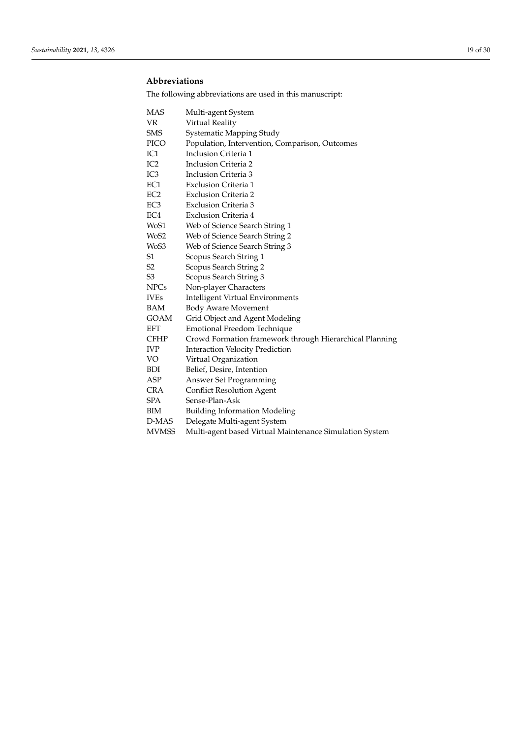## Abbreviations

The following abbreviations are used in this manuscript:

| | |
|---|---|
| MAS | Multi-agent System |
| VR | Virtual Reality |
| SMS | Systematic Mapping Study |
| PICO | Population, Intervention, Comparison, Outcomes |
| IC1 | Inclusion Criteria 1 |
| IC2 | Inclusion Criteria 2 |
| IC3 | Inclusion Criteria 3 |
| EC1 | Exclusion Criteria 1 |
| EC2 | Exclusion Criteria 2 |
| EC3 | Exclusion Criteria 3 |
| EC4 | Exclusion Criteria 4 |
| WoS1 | Web of Science Search String 1 |
| WoS2 | Web of Science Search String 2 |
| WoS3 | Web of Science Search String 3 |
| S1 | Scopus Search String 1 |
| S2 | Scopus Search String 2 |
| S3 | Scopus Search String 3 |
| NPCs | Non-player Characters |
| IVEs | Intelligent Virtual Environments |
| BAM | Body Aware Movement |
| GOAM | Grid Object and Agent Modeling |
| EFT | Emotional Freedom Technique |
| CFHP | Crowd Formation framework through Hierarchical Planning |
| IVP | Interaction Velocity Prediction |
| VO | Virtual Organization |
| BDI | Belief, Desire, Intention |
| ASP | Answer Set Programming |
| CRA | Conflict Resolution Agent |
| SPA | Sense-Plan-Ask |
| BIM | Building Information Modeling |
| D-MAS | Delegate Multi-agent System |
| MVMSS | Multi-agent based Virtual Maintenance Simulation System |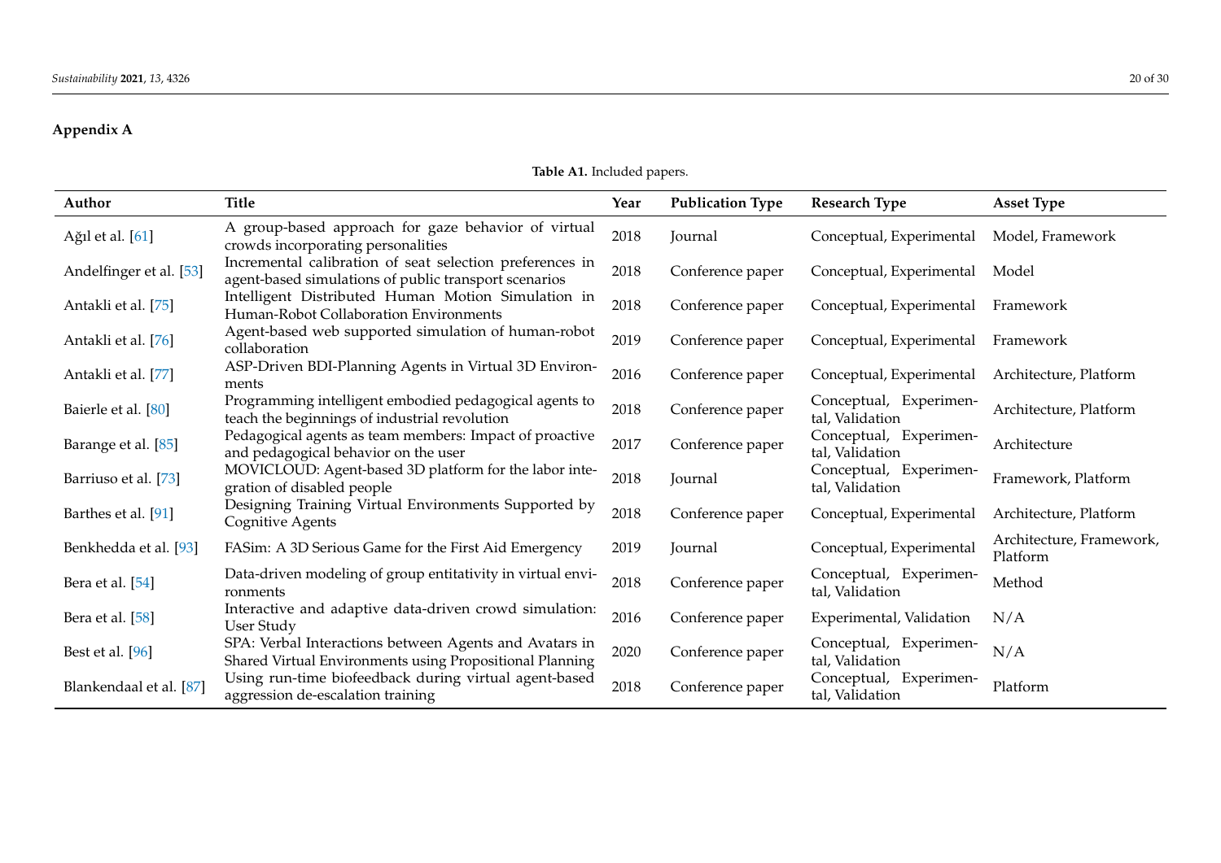## Appendix A

**Table A1.** Included papers.

| Author | Title | Year | Publication Type | Research Type | Asset Type |
|---|---|---|---|---|---|
| Ağıl et al. [61] | A group-based approach for gaze behavior of virtual crowds incorporating personalities | 2018 | Journal | Conceptual, Experimental | Model, Framework |
| Andelfinger et al. [53] | Incremental calibration of seat selection preferences in agent-based simulations of public transport scenarios | 2018 | Conference paper | Conceptual, Experimental | Model |
| Antakli et al. [75] | Intelligent Distributed Human Motion Simulation in Human-Robot Collaboration Environments | 2018 | Conference paper | Conceptual, Experimental | Framework |
| Antakli et al. [76] | Agent-based web supported simulation of human-robot collaboration | 2019 | Conference paper | Conceptual, Experimental | Framework |
| Antakli et al. [77] | ASP-Driven BDI-Planning Agents in Virtual 3D Environments | 2016 | Conference paper | Conceptual, Experimental | Architecture, Platform |
| Baierle et al. [80] | Programming intelligent embodied pedagogical agents to teach the beginnings of industrial revolution | 2018 | Conference paper | Conceptual, Experimental, Validation | Architecture, Platform |
| Barange et al. [85] | Pedagogical agents as team members: Impact of proactive and pedagogical behavior on the user | 2017 | Conference paper | Conceptual, Experimental, Validation | Architecture |
| Barriuso et al. [73] | MOVICLOUD: Agent-based 3D platform for the labor integration of disabled people | 2018 | Journal | Conceptual, Experimental, Validation | Framework, Platform |
| Barthes et al. [91] | Designing Training Virtual Environments Supported by Cognitive Agents | 2018 | Conference paper | Conceptual, Experimental | Architecture, Platform |
| Benkhedda et al. [93] | FASim: A 3D Serious Game for the First Aid Emergency | 2019 | Journal | Conceptual, Experimental | Architecture, Framework, Platform |
| Bera et al. [54] | Data-driven modeling of group entitativity in virtual environments | 2018 | Conference paper | Conceptual, Experimental, Validation | Method |
| Bera et al. [58] | Interactive and adaptive data-driven crowd simulation: User Study | 2016 | Conference paper | Experimental, Validation | N/A |
| Best et al. [96] | SPA: Verbal Interactions between Agents and Avatars in Shared Virtual Environments using Propositional Planning | 2020 | Conference paper | Conceptual, Experimental, Validation | N/A |
| Blankendaal et al. [87] | Using run-time biofeedback during virtual agent-based aggression de-escalation training | 2018 | Conference paper | Conceptual, Experimental, Validation | Platform |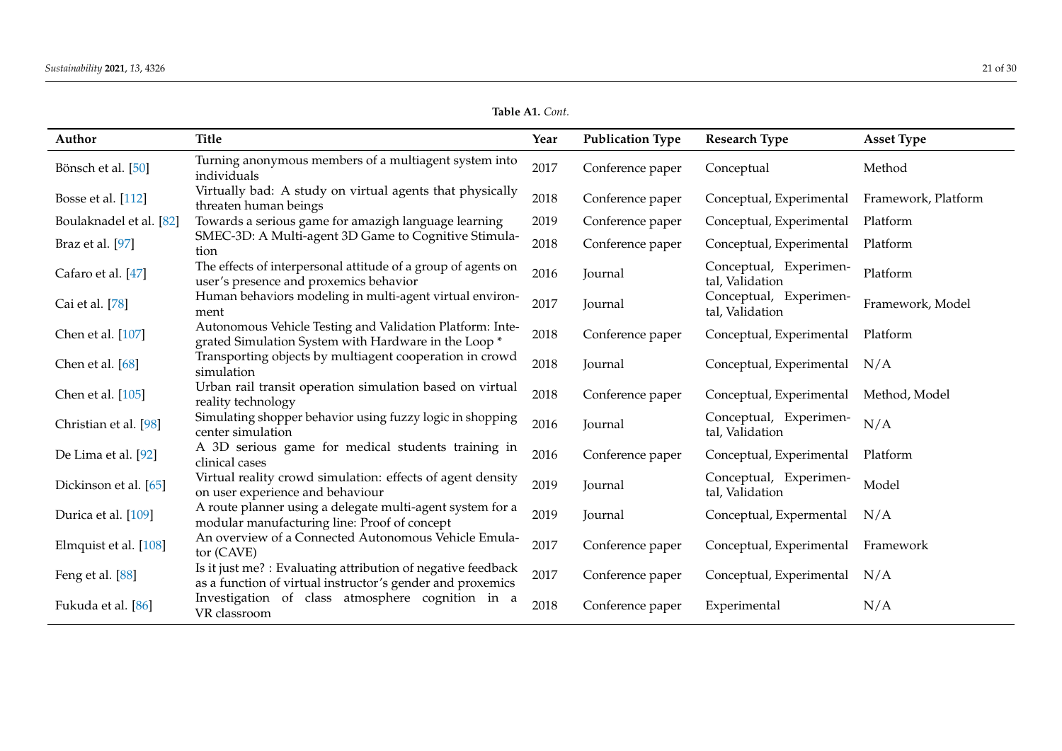**Table A1.** *Cont.*

| Author | Title | Year | Publication Type | Research Type | Asset Type |
|---|---|---|---|---|---|
| Bönsch et al. [50] | Turning anonymous members of a multiagent system into individuals | 2017 | Conference paper | Conceptual | Method |
| Bosse et al. [112] | Virtually bad: A study on virtual agents that physically threaten human beings | 2018 | Conference paper | Conceptual, Experimental | Framework, Platform |
| Boulaknadel et al. [82] | Towards a serious game for amazigh language learning | 2019 | Conference paper | Conceptual, Experimental | Platform |
| Braz et al. [97] | SMEC-3D: A Multi-agent 3D Game to Cognitive Stimulation | 2018 | Conference paper | Conceptual, Experimental | Platform |
| Cafaro et al. [47] | The effects of interpersonal attitude of a group of agents on user's presence and proxemics behavior | 2016 | Journal | Conceptual, Experimental, Validation | Platform |
| Cai et al. [78] | Human behaviors modeling in multi-agent virtual environment | 2017 | Journal | Conceptual, Experimental, Validation | Framework, Model |
| Chen et al. [107] | Autonomous Vehicle Testing and Validation Platform: Integrated Simulation System with Hardware in the Loop * | 2018 | Conference paper | Conceptual, Experimental | Platform |
| Chen et al. [68] | Transporting objects by multiagent cooperation in crowd simulation | 2018 | Journal | Conceptual, Experimental | N/A |
| Chen et al. [105] | Urban rail transit operation simulation based on virtual reality technology | 2018 | Conference paper | Conceptual, Experimental | Method, Model |
| Christian et al. [98] | Simulating shopper behavior using fuzzy logic in shopping center simulation | 2016 | Journal | Conceptual, Experimental, Validation | N/A |
| De Lima et al. [92] | A 3D serious game for medical students training in clinical cases | 2016 | Conference paper | Conceptual, Experimental | Platform |
| Dickinson et al. [65] | Virtual reality crowd simulation: effects of agent density on user experience and behaviour | 2019 | Journal | Conceptual, Experimental, Validation | Model |
| Durica et al. [109] | A route planner using a delegate multi-agent system for a modular manufacturing line: Proof of concept | 2019 | Journal | Conceptual, Expermental | N/A |
| Elmquist et al. [108] | An overview of a Connected Autonomous Vehicle Emulator (CAVE) | 2017 | Conference paper | Conceptual, Experimental | Framework |
| Feng et al. [88] | Is it just me? : Evaluating attribution of negative feedback as a function of virtual instructor's gender and proxemics | 2017 | Conference paper | Conceptual, Experimental | N/A |
| Fukuda et al. [86] | Investigation of class atmosphere cognition in a VR classroom | 2018 | Conference paper | Experimental | N/A |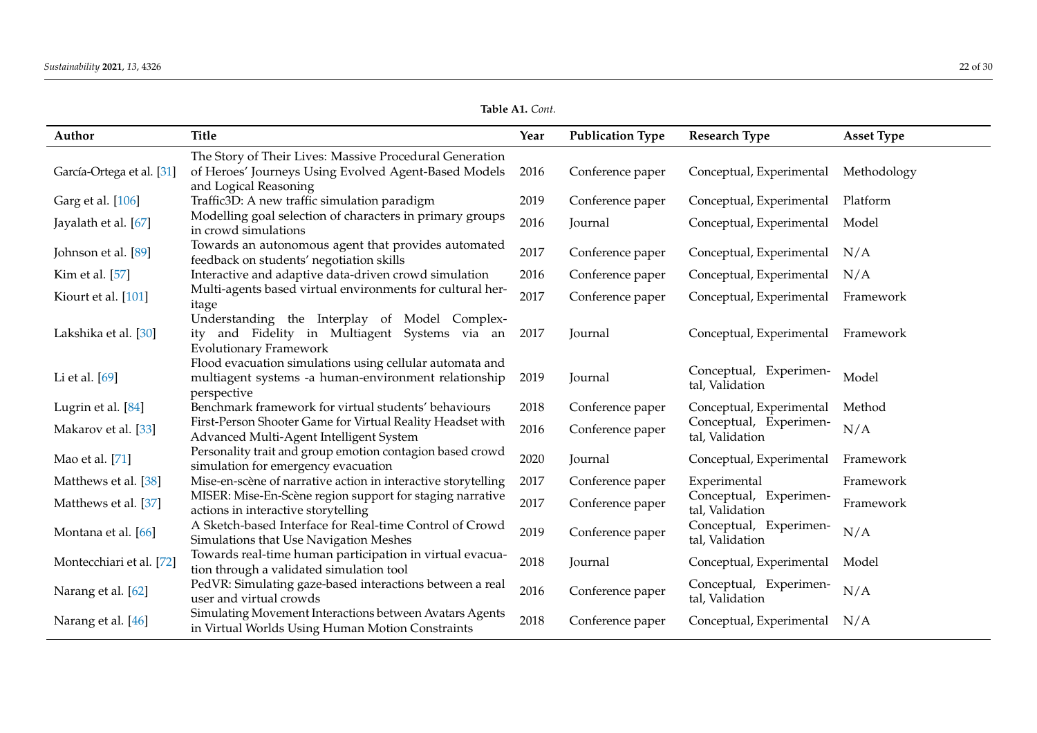**Table A1.** *Cont.*

| Author | Title | Year | Publication Type | Research Type | Asset Type |
|---|---|---|---|---|---|
| García-Ortega et al. [31] | The Story of Their Lives: Massive Procedural Generation of Heroes' Journeys Using Evolved Agent-Based Models and Logical Reasoning | 2016 | Conference paper | Conceptual, Experimental | Methodology |
| Garg et al. [106] | Traffic3D: A new traffic simulation paradigm | 2019 | Conference paper | Conceptual, Experimental | Platform |
| Jayalath et al. [67] | Modelling goal selection of characters in primary groups in crowd simulations | 2016 | Journal | Conceptual, Experimental | Model |
| Johnson et al. [89] | Towards an autonomous agent that provides automated feedback on students' negotiation skills | 2017 | Conference paper | Conceptual, Experimental | N/A |
| Kim et al. [57] | Interactive and adaptive data-driven crowd simulation | 2016 | Conference paper | Conceptual, Experimental | N/A |
| Kiourt et al. [101] | Multi-agents based virtual environments for cultural heritage | 2017 | Conference paper | Conceptual, Experimental | Framework |
| Lakshika et al. [30] | Understanding the Interplay of Model Complexity and Fidelity in Multiagent Systems via an Evolutionary Framework | 2017 | Journal | Conceptual, Experimental | Framework |
| Li et al. [69] | Flood evacuation simulations using cellular automata and multiagent systems -a human-environment relationship perspective | 2019 | Journal | Conceptual, Experimental, Validation | Model |
| Lugrin et al. [84] | Benchmark framework for virtual students' behaviours | 2018 | Conference paper | Conceptual, Experimental | Method |
| Makarov et al. [33] | First-Person Shooter Game for Virtual Reality Headset with Advanced Multi-Agent Intelligent System | 2016 | Conference paper | Conceptual, Experimental, Validation | N/A |
| Mao et al. [71] | Personality trait and group emotion contagion based crowd simulation for emergency evacuation | 2020 | Journal | Conceptual, Experimental | Framework |
| Matthews et al. [38] | Mise-en-scène of narrative action in interactive storytelling | 2017 | Conference paper | Experimental | Framework |
| Matthews et al. [37] | MISER: Mise-En-Scène region support for staging narrative actions in interactive storytelling | 2017 | Conference paper | Conceptual, Experimental, Validation | Framework |
| Montana et al. [66] | A Sketch-based Interface for Real-time Control of Crowd Simulations that Use Navigation Meshes | 2019 | Conference paper | Conceptual, Experimental, Validation | N/A |
| Montecchiari et al. [72] | Towards real-time human participation in virtual evacuation through a validated simulation tool | 2018 | Journal | Conceptual, Experimental | Model |
| Narang et al. [62] | PedVR: Simulating gaze-based interactions between a real user and virtual crowds | 2016 | Conference paper | Conceptual, Experimental, Validation | N/A |
| Narang et al. [46] | Simulating Movement Interactions between Avatars Agents in Virtual Worlds Using Human Motion Constraints | 2018 | Conference paper | Conceptual, Experimental | N/A |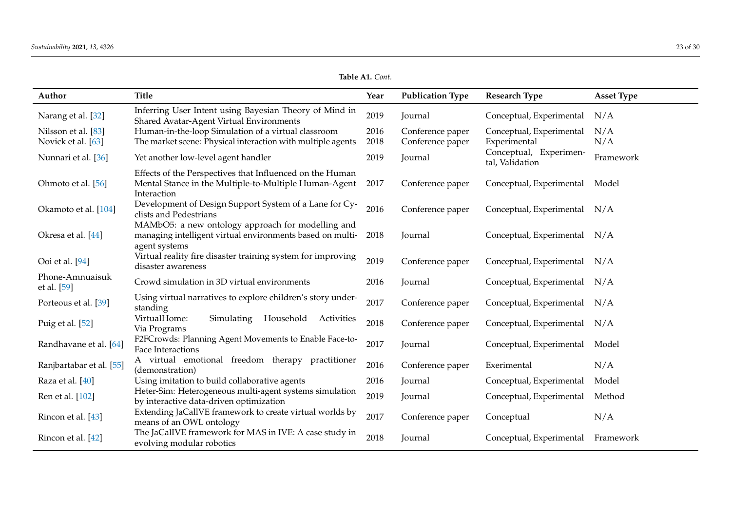**Table A1.** *Cont.*

| Author | Title | Year | Publication Type | Research Type | Asset Type |
|---|---|---|---|---|---|
| Narang et al. [32] | Inferring User Intent using Bayesian Theory of Mind in Shared Avatar-Agent Virtual Environments | 2019 | Journal | Conceptual, Experimental | N/A |
| Nilsson et al. [83] | Human-in-the-loop Simulation of a virtual classroom | 2016 | Conference paper | Conceptual, Experimental | N/A |
| Novick et al. [63] | The market scene: Physical interaction with multiple agents | 2018 | Conference paper | Experimental | N/A |
| Nunnari et al. [36] | Yet another low-level agent handler | 2019 | Journal | Conceptual, Experimental, Validation | Framework |
| Ohmoto et al. [56] | Effects of the Perspectives that Influenced on the Human Mental Stance in the Multiple-to-Multiple Human-Agent Interaction | 2017 | Conference paper | Conceptual, Experimental | Model |
| Okamoto et al. [104] | Development of Design Support System of a Lane for Cyclists and Pedestrians | 2016 | Conference paper | Conceptual, Experimental | N/A |
| Okresa et al. [44] | MAMbO5: a new ontology approach for modelling and managing intelligent virtual environments based on multi-agent systems | 2018 | Journal | Conceptual, Experimental | N/A |
| Ooi et al. [94] | Virtual reality fire disaster training system for improving disaster awareness | 2019 | Conference paper | Conceptual, Experimental | N/A |
| Phone-Amnuaisuk et al. [59] | Crowd simulation in 3D virtual environments | 2016 | Journal | Conceptual, Experimental | N/A |
| Porteous et al. [39] | Using virtual narratives to explore children's story understanding | 2017 | Conference paper | Conceptual, Experimental | N/A |
| Puig et al. [52] | VirtualHome: Simulating Household Activities Via Programs | 2018 | Conference paper | Conceptual, Experimental | N/A |
| Randhavane et al. [64] | F2FCrowds: Planning Agent Movements to Enable Face-to-Face Interactions | 2017 | Journal | Conceptual, Experimental | Model |
| Ranjbartabar et al. [55] | A virtual emotional freedom therapy practitioner (demonstration) | 2016 | Conference paper | Exerimental | N/A |
| Raza et al. [40] | Using imitation to build collaborative agents | 2016 | Journal | Conceptual, Experimental | Model |
| Ren et al. [102] | Heter-Sim: Heterogeneous multi-agent systems simulation by interactive data-driven optimization | 2019 | Journal | Conceptual, Experimental | Method |
| Rincon et al. [43] | Extending JaCalIVE framework to create virtual worlds by means of an OWL ontology | 2017 | Conference paper | Conceptual | N/A |
| Rincon et al. [42] | The JaCalIVE framework for MAS in IVE: A case study in evolving modular robotics | 2018 | Journal | Conceptual, Experimental | Framework |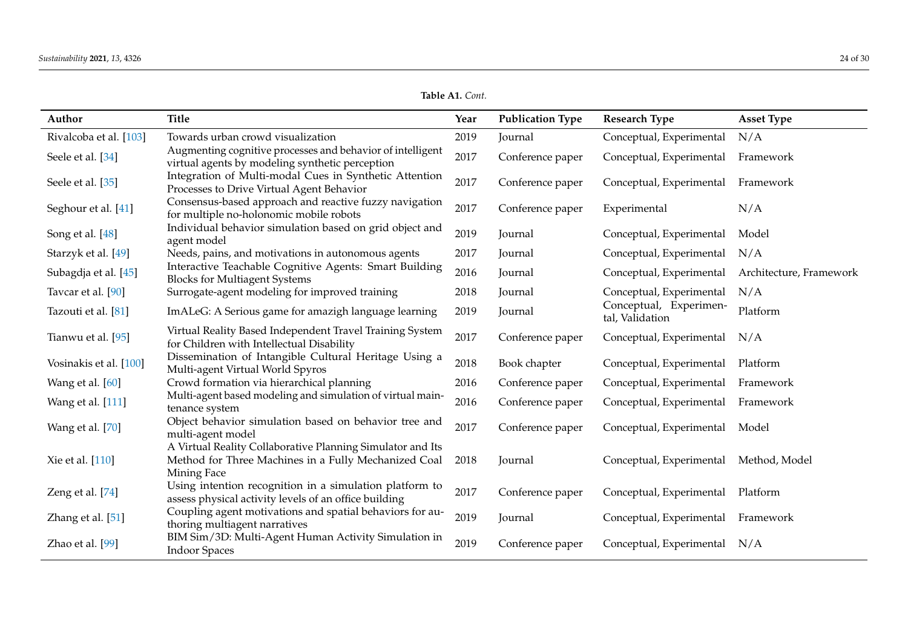**Table A1.** *Cont.*

| Author | Title | Year | Publication Type | Research Type | Asset Type |
|---|---|---|---|---|---|
| Rivalcoba et al. [103] | Towards urban crowd visualization | 2019 | Journal | Conceptual, Experimental | N/A |
| Seele et al. [34] | Augmenting cognitive processes and behavior of intelligent virtual agents by modeling synthetic perception | 2017 | Conference paper | Conceptual, Experimental | Framework |
| Seele et al. [35] | Integration of Multi-modal Cues in Synthetic Attention Processes to Drive Virtual Agent Behavior | 2017 | Conference paper | Conceptual, Experimental | Framework |
| Seghour et al. [41] | Consensus-based approach and reactive fuzzy navigation for multiple no-holonomic mobile robots | 2017 | Conference paper | Experimental | N/A |
| Song et al. [48] | Individual behavior simulation based on grid object and agent model | 2019 | Journal | Conceptual, Experimental | Model |
| Starzyk et al. [49] | Needs, pains, and motivations in autonomous agents | 2017 | Journal | Conceptual, Experimental | N/A |
| Subagdja et al. [45] | Interactive Teachable Cognitive Agents: Smart Building Blocks for Multiagent Systems | 2016 | Journal | Conceptual, Experimental | Architecture, Framework |
| Tavcar et al. [90] | Surrogate-agent modeling for improved training | 2018 | Journal | Conceptual, Experimental | N/A |
| Tazouti et al. [81] | ImALeG: A Serious game for amazigh language learning | 2019 | Journal | Conceptual, Experimental, Validation | Platform |
| Tianwu et al. [95] | Virtual Reality Based Independent Travel Training System for Children with Intellectual Disability | 2017 | Conference paper | Conceptual, Experimental | N/A |
| Vosinakis et al. [100] | Dissemination of Intangible Cultural Heritage Using a Multi-agent Virtual World Spyros | 2018 | Book chapter | Conceptual, Experimental | Platform |
| Wang et al. [60] | Crowd formation via hierarchical planning | 2016 | Conference paper | Conceptual, Experimental | Framework |
| Wang et al. [111] | Multi-agent based modeling and simulation of virtual maintenance system | 2016 | Conference paper | Conceptual, Experimental | Framework |
| Wang et al. [70] | Object behavior simulation based on behavior tree and multi-agent model | 2017 | Conference paper | Conceptual, Experimental | Model |
| Xie et al. [110] | A Virtual Reality Collaborative Planning Simulator and Its Method for Three Machines in a Fully Mechanized Coal Mining Face | 2018 | Journal | Conceptual, Experimental | Method, Model |
| Zeng et al. [74] | Using intention recognition in a simulation platform to assess physical activity levels of an office building | 2017 | Conference paper | Conceptual, Experimental | Platform |
| Zhang et al. [51] | Coupling agent motivations and spatial behaviors for authoring multiagent narratives | 2019 | Journal | Conceptual, Experimental | Framework |
| Zhao et al. [99] | BIM Sim/3D: Multi-Agent Human Activity Simulation in Indoor Spaces | 2019 | Conference paper | Conceptual, Experimental | N/A |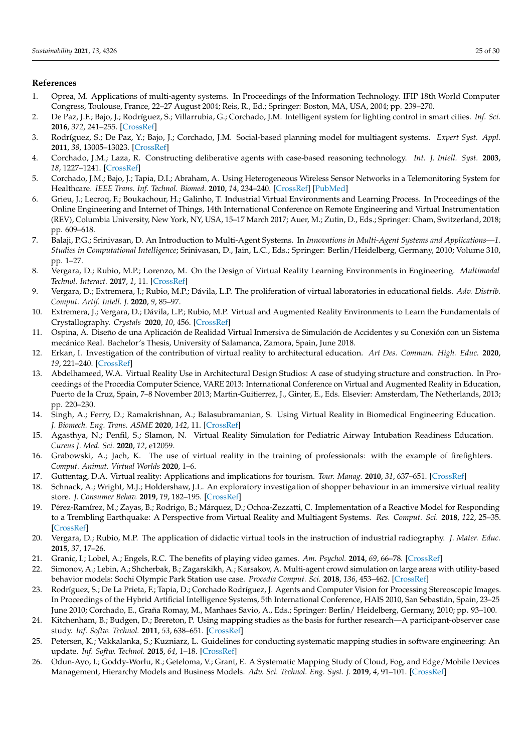## References

1. Oprea, M. Applications of multi-agenty systems. In Proceedings of the Information Technology. IFIP 18th World Computer Congress, Toulouse, France, 22–27 August 2004; Reis, R., Ed.; Springer: Boston, MA, USA, 2004; pp. 239–270.
2. De Paz, J.F.; Bajo, J.; Rodríguez, S.; Villarrubia, G.; Corchado, J.M. Intelligent system for lighting control in smart cities. *Inf. Sci.* **2016**, *372*, 241–255. [CrossRef]
3. Rodríguez, S.; De Paz, Y.; Bajo, J.; Corchado, J.M. Social-based planning model for multiagent systems. *Expert Syst. Appl.* **2011**, *38*, 13005–13023. [CrossRef]
4. Corchado, J.M.; Laza, R. Constructing deliberative agents with case-based reasoning technology. *Int. J. Intell. Syst.* **2003**, *18*, 1227–1241. [CrossRef]
5. Corchado, J.M.; Bajo, J.; Tapia, D.I.; Abraham, A. Using Heterogeneous Wireless Sensor Networks in a Telemonitoring System for Healthcare. *IEEE Trans. Inf. Technol. Biomed.* **2010**, *14*, 234–240. [CrossRef] [PubMed]
6. Grieu, J.; Lecroq, F.; Boukachour, H.; Galinho, T. Industrial Virtual Environments and Learning Process. In Proceedings of the Online Engineering and Internet of Things, 14th International Conference on Remote Engineering and Virtual Instrumentation (REV), Columbia University, New York, NY, USA, 15–17 March 2017; Auer, M.; Zutin, D., Eds.; Springer: Cham, Switzerland, 2018; pp. 609–618.
7. Balaji, P.G.; Srinivasan, D. An Introduction to Multi-Agent Systems. In *Innovations in Multi-Agent Systems and Applications—1. Studies in Computational Intelligence*; Srinivasan, D., Jain, L.C., Eds.; Springer: Berlin/Heidelberg, Germany, 2010; Volume 310, pp. 1–27.
8. Vergara, D.; Rubio, M.P.; Lorenzo, M. On the Design of Virtual Reality Learning Environments in Engineering. *Multimodal Technol. Interact.* **2017**, *1*, 11. [CrossRef]
9. Vergara, D.; Extremera, J.; Rubio, M.P.; Dávila, L.P. The proliferation of virtual laboratories in educational fields. *Adv. Distrib. Comput. Artif. Intell. J.* **2020**, *9*, 85–97.
10. Extremera, J.; Vergara, D.; Dávila, L.P.; Rubio, M.P. Virtual and Augmented Reality Environments to Learn the Fundamentals of Crystallography. *Crystals* **2020**, *10*, 456. [CrossRef]
11. Ospina, A. Diseño de una Aplicación de Realidad Virtual Inmersiva de Simulación de Accidentes y su Conexión con un Sistema mecánico Real. Bachelor's Thesis, University of Salamanca, Zamora, Spain, June 2018.
12. Erkan, I. Investigation of the contribution of virtual reality to architectural education. *Art Des. Commun. High. Educ.* **2020**, *19*, 221–240. [CrossRef]
13. Abdelhameed, W.A. Virtual Reality Use in Architectural Design Studios: A case of studying structure and construction. In Proceedings of the Procedia Computer Science, VARE 2013: International Conference on Virtual and Augmented Reality in Education, Puerto de la Cruz, Spain, 7–8 November 2013; Martin-Guitierrez, J., Ginter, E., Eds. Elsevier: Amsterdam, The Netherlands, 2013; pp. 220–230.
14. Singh, A.; Ferry, D.; Ramakrishnan, A.; Balasubramanian, S. Using Virtual Reality in Biomedical Engineering Education. *J. Biomech. Eng. Trans. ASME* **2020**, *142*, 11. [CrossRef]
15. Agasthya, N.; Penfil, S.; Slamon, N. Virtual Reality Simulation for Pediatric Airway Intubation Readiness Education. *Cureus J. Med. Sci.* **2020**, *12*, e12059.
16. Grabowski, A.; Jach, K. The use of virtual reality in the training of professionals: with the example of firefighters. *Comput. Animat. Virtual Worlds* **2020**, 1–6.
17. Guttentag, D.A. Virtual reality: Applications and implications for tourism. *Tour. Manag.* **2010**, *31*, 637–651. [CrossRef]
18. Schnack, A.; Wright, M.J.; Holdershaw, J.L. An exploratory investigation of shopper behaviour in an immersive virtual reality store. *J. Consumer Behav.* **2019**, *19*, 182–195. [CrossRef]
19. Pérez-Ramírez, M.; Zayas, B.; Rodrigo, B.; Márquez, D.; Ochoa-Zezzatti, C. Implementation of a Reactive Model for Responding to a Trembling Earthquake: A Perspective from Virtual Reality and Multiagent Systems. *Res. Comput. Sci.* **2018**, *122*, 25–35. [CrossRef]
20. Vergara, D.; Rubio, M.P. The application of didactic virtual tools in the instruction of industrial radiography. *J. Mater. Educ.* **2015**, *37*, 17–26.
21. Granic, I.; Lobel, A.; Engels, R.C. The benefits of playing video games. *Am. Psychol.* **2014**, *69*, 66–78. [CrossRef]
22. Simonov, A.; Lebin, A.; Shcherbak, B.; Zagarskikh, A.; Karsakov, A. Multi-agent crowd simulation on large areas with utility-based behavior models: Sochi Olympic Park Station use case. *Procedia Comput. Sci.* **2018**, *136*, 453–462. [CrossRef]
23. Rodríguez, S.; De La Prieta, F.; Tapia, D.; Corchado Rodríguez, J. Agents and Computer Vision for Processing Stereoscopic Images. In Proceedings of the Hybrid Artificial Intelligence Systems, 5th International Conference, HAIS 2010, San Sebastián, Spain, 23–25 June 2010; Corchado, E., Graña Romay, M., Manhaes Savio, A., Eds.; Springer: Berlin/ Heidelberg, Germany, 2010; pp. 93–100.
24. Kitchenham, B.; Budgen, D.; Brereton, P. Using mapping studies as the basis for further research—A participant-observer case study. *Inf. Softw. Technol.* **2011**, *53*, 638–651. [CrossRef]
25. Petersen, K.; Vakkalanka, S.; Kuzniarz, L. Guidelines for conducting systematic mapping studies in software engineering: An update. *Inf. Softw. Technol.* **2015**, *64*, 1–18. [CrossRef]
26. Odun-Ayo, I.; Goddy-Worlu, R.; Geteloma, V.; Grant, E. A Systematic Mapping Study of Cloud, Fog, and Edge/Mobile Devices Management, Hierarchy Models and Business Models. *Adv. Sci. Technol. Eng. Syst. J.* **2019**, *4*, 91–101. [CrossRef]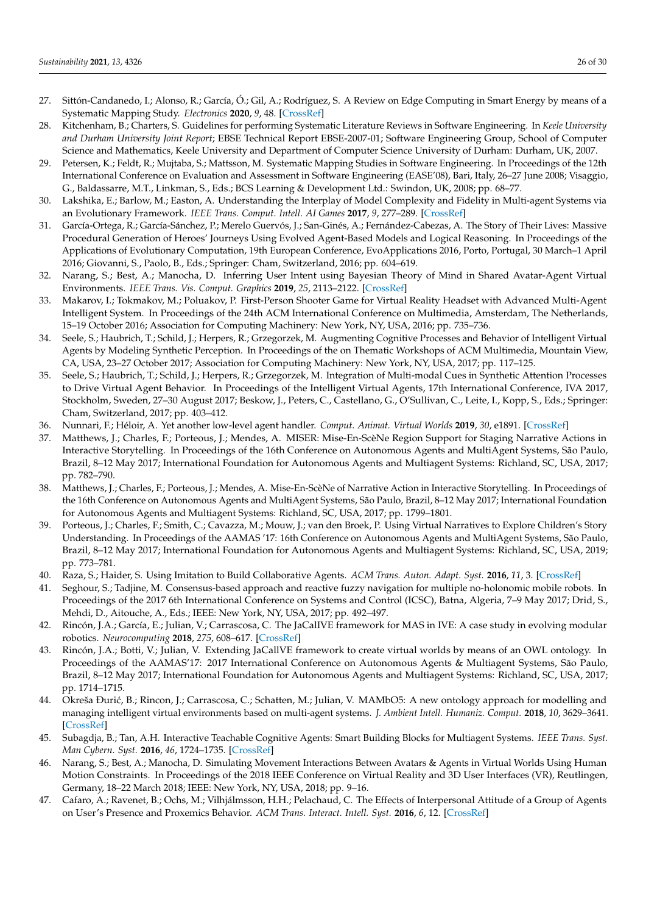27. Sittón-Candanedo, I.; Alonso, R.; García, Ó.; Gil, A.; Rodríguez, S. A Review on Edge Computing in Smart Energy by means of a Systematic Mapping Study. *Electronics* **2020**, *9*, 48. [CrossRef]
28. Kitchenham, B.; Charters, S. Guidelines for performing Systematic Literature Reviews in Software Engineering. In *Keele University and Durham University Joint Report*; EBSE Technical Report EBSE-2007-01; Software Engineering Group, School of Computer Science and Mathematics, Keele University and Department of Computer Science University of Durham: Durham, UK, 2007.
29. Petersen, K.; Feldt, R.; Mujtaba, S.; Mattsson, M. Systematic Mapping Studies in Software Engineering. In Proceedings of the 12th International Conference on Evaluation and Assessment in Software Engineering (EASE'08), Bari, Italy, 26–27 June 2008; Visaggio, G., Baldassarre, M.T., Linkman, S., Eds.; BCS Learning & Development Ltd.: Swindon, UK, 2008; pp. 68–77.
30. Lakshika, E.; Barlow, M.; Easton, A. Understanding the Interplay of Model Complexity and Fidelity in Multi-agent Systems via an Evolutionary Framework. *IEEE Trans. Comput. Intell. AI Games* **2017**, *9*, 277–289. [CrossRef]
31. García-Ortega, R.; García-Sánchez, P.; Merelo Guervós, J.; San-Ginés, A.; Fernández-Cabezas, A. The Story of Their Lives: Massive Procedural Generation of Heroes' Journeys Using Evolved Agent-Based Models and Logical Reasoning. In Proceedings of the Applications of Evolutionary Computation, 19th European Conference, EvoApplications 2016, Porto, Portugal, 30 March–1 April 2016; Giovanni, S., Paolo, B., Eds.; Springer: Cham, Switzerland, 2016; pp. 604–619.
32. Narang, S.; Best, A.; Manocha, D. Inferring User Intent using Bayesian Theory of Mind in Shared Avatar-Agent Virtual Environments. *IEEE Trans. Vis. Comput. Graphics* **2019**, *25*, 2113–2122. [CrossRef]
33. Makarov, I.; Tokmakov, M.; Poluakov, P. First-Person Shooter Game for Virtual Reality Headset with Advanced Multi-Agent Intelligent System. In Proceedings of the 24th ACM International Conference on Multimedia, Amsterdam, The Netherlands, 15–19 October 2016; Association for Computing Machinery: New York, NY, USA, 2016; pp. 735–736.
34. Seele, S.; Haubrich, T.; Schild, J.; Herpers, R.; Grzegorzek, M. Augmenting Cognitive Processes and Behavior of Intelligent Virtual Agents by Modeling Synthetic Perception. In Proceedings of the on Thematic Workshops of ACM Multimedia, Mountain View, CA, USA, 23–27 October 2017; Association for Computing Machinery: New York, NY, USA, 2017; pp. 117–125.
35. Seele, S.; Haubrich, T.; Schild, J.; Herpers, R.; Grzegorzek, M. Integration of Multi-modal Cues in Synthetic Attention Processes to Drive Virtual Agent Behavior. In Proceedings of the Intelligent Virtual Agents, 17th International Conference, IVA 2017, Stockholm, Sweden, 27–30 August 2017; Beskow, J., Peters, C., Castellano, G., O'Sullivan, C., Leite, I., Kopp, S., Eds.; Springer: Cham, Switzerland, 2017; pp. 403–412.
36. Nunnari, F.; Héloir, A. Yet another low-level agent handler. *Comput. Animat. Virtual Worlds* **2019**, *30*, e1891. [CrossRef]
37. Matthews, J.; Charles, F.; Porteous, J.; Mendes, A. MISER: Mise-En-ScèNe Region Support for Staging Narrative Actions in Interactive Storytelling. In Proceedings of the 16th Conference on Autonomous Agents and MultiAgent Systems, São Paulo, Brazil, 8–12 May 2017; International Foundation for Autonomous Agents and Multiagent Systems: Richland, SC, USA, 2017; pp. 782–790.
38. Matthews, J.; Charles, F.; Porteous, J.; Mendes, A. Mise-En-ScèNe of Narrative Action in Interactive Storytelling. In Proceedings of the 16th Conference on Autonomous Agents and MultiAgent Systems, São Paulo, Brazil, 8–12 May 2017; International Foundation for Autonomous Agents and Multiagent Systems: Richland, SC, USA, 2017; pp. 1799–1801.
39. Porteous, J.; Charles, F.; Smith, C.; Cavazza, M.; Mouw, J.; van den Broek, P. Using Virtual Narratives to Explore Children's Story Understanding. In Proceedings of the AAMAS '17: 16th Conference on Autonomous Agents and MultiAgent Systems, São Paulo, Brazil, 8–12 May 2017; International Foundation for Autonomous Agents and Multiagent Systems: Richland, SC, USA, 2019; pp. 773–781.
40. Raza, S.; Haider, S. Using Imitation to Build Collaborative Agents. *ACM Trans. Auton. Adapt. Syst.* **2016**, *11*, 3. [CrossRef]
41. Seghour, S.; Tadjine, M. Consensus-based approach and reactive fuzzy navigation for multiple no-holonomic mobile robots. In Proceedings of the 2017 6th International Conference on Systems and Control (ICSC), Batna, Algeria, 7–9 May 2017; Drid, S., Mehdi, D., Aitouche, A., Eds.; IEEE: New York, NY, USA, 2017; pp. 492–497.
42. Rincón, J.A.; García, E.; Julian, V.; Carrascosa, C. The JaCalIVE framework for MAS in IVE: A case study in evolving modular robotics. *Neurocomputing* **2018**, *275*, 608–617. [CrossRef]
43. Rincón, J.A.; Botti, V.; Julian, V. Extending JaCallVE framework to create virtual worlds by means of an OWL ontology. In Proceedings of the AAMAS'17: 2017 International Conference on Autonomous Agents & Multiagent Systems, São Paulo, Brazil, 8–12 May 2017; International Foundation for Autonomous Agents and Multiagent Systems: Richland, SC, USA, 2017; pp. 1714–1715.
44. Okreša Đurić, B.; Rincon, J.; Carrascosa, C.; Schatten, M.; Julian, V. MAMbO5: A new ontology approach for modelling and managing intelligent virtual environments based on multi-agent systems. *J. Ambient Intell. Humaniz. Comput.* **2018**, *10*, 3629–3641. [CrossRef]
45. Subagdja, B.; Tan, A.H. Interactive Teachable Cognitive Agents: Smart Building Blocks for Multiagent Systems. *IEEE Trans. Syst. Man Cybern. Syst.* **2016**, *46*, 1724–1735. [CrossRef]
46. Narang, S.; Best, A.; Manocha, D. Simulating Movement Interactions Between Avatars & Agents in Virtual Worlds Using Human Motion Constraints. In Proceedings of the 2018 IEEE Conference on Virtual Reality and 3D User Interfaces (VR), Reutlingen, Germany, 18–22 March 2018; IEEE: New York, NY, USA, 2018; pp. 9–16.
47. Cafaro, A.; Ravenet, B.; Ochs, M.; Vilhjálmsson, H.H.; Pelachaud, C. The Effects of Interpersonal Attitude of a Group of Agents on User's Presence and Proxemics Behavior. *ACM Trans. Interact. Intell. Syst.* **2016**, *6*, 12. [CrossRef]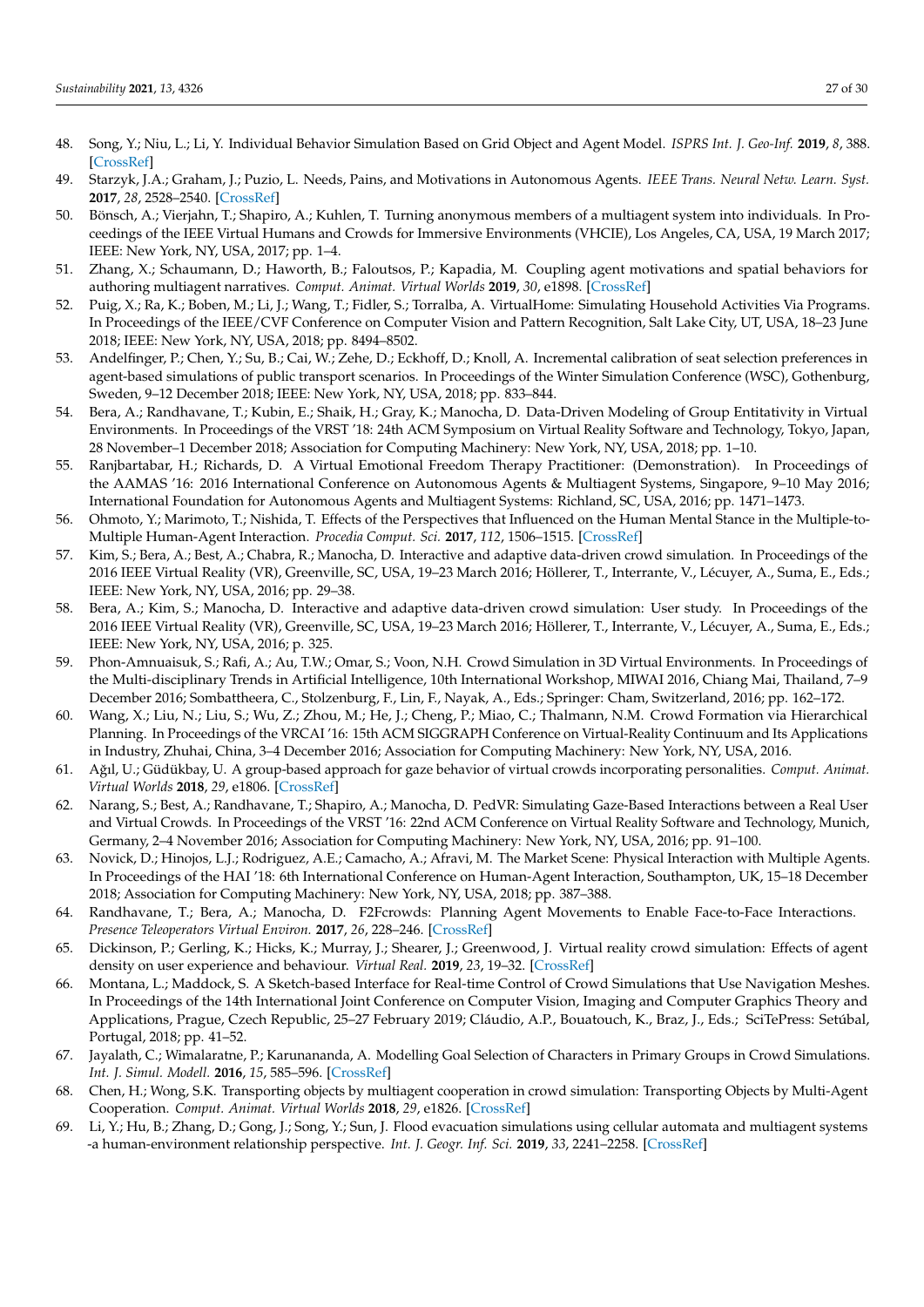48. Song, Y.; Niu, L.; Li, Y. Individual Behavior Simulation Based on Grid Object and Agent Model. *ISPRS Int. J. Geo-Inf.* **2019**, *8*, 388. [CrossRef]
49. Starzyk, J.A.; Graham, J.; Puzio, L. Needs, Pains, and Motivations in Autonomous Agents. *IEEE Trans. Neural Netw. Learn. Syst.* **2017**, *28*, 2528–2540. [CrossRef]
50. Bönsch, A.; Vierjahn, T.; Shapiro, A.; Kuhlen, T. Turning anonymous members of a multiagent system into individuals. In Proceedings of the IEEE Virtual Humans and Crowds for Immersive Environments (VHCIE), Los Angeles, CA, USA, 19 March 2017; IEEE: New York, NY, USA, 2017; pp. 1–4.
51. Zhang, X.; Schaumann, D.; Haworth, B.; Faloutsos, P.; Kapadia, M. Coupling agent motivations and spatial behaviors for authoring multiagent narratives. *Comput. Animat. Virtual Worlds* **2019**, *30*, e1898. [CrossRef]
52. Puig, X.; Ra, K.; Boben, M.; Li, J.; Wang, T.; Fidler, S.; Torralba, A. VirtualHome: Simulating Household Activities Via Programs. In Proceedings of the IEEE/CVF Conference on Computer Vision and Pattern Recognition, Salt Lake City, UT, USA, 18–23 June 2018; IEEE: New York, NY, USA, 2018; pp. 8494–8502.
53. Andelfinger, P.; Chen, Y.; Su, B.; Cai, W.; Zehe, D.; Eckhoff, D.; Knoll, A. Incremental calibration of seat selection preferences in agent-based simulations of public transport scenarios. In Proceedings of the Winter Simulation Conference (WSC), Gothenburg, Sweden, 9–12 December 2018; IEEE: New York, NY, USA, 2018; pp. 833–844.
54. Bera, A.; Randhavane, T.; Kubin, E.; Shaik, H.; Gray, K.; Manocha, D. Data-Driven Modeling of Group Entitativity in Virtual Environments. In Proceedings of the VRST '18: 24th ACM Symposium on Virtual Reality Software and Technology, Tokyo, Japan, 28 November–1 December 2018; Association for Computing Machinery: New York, NY, USA, 2018; pp. 1–10.
55. Ranjbartabar, H.; Richards, D. A Virtual Emotional Freedom Therapy Practitioner: (Demonstration). In Proceedings of the AAMAS '16: 2016 International Conference on Autonomous Agents & Multiagent Systems, Singapore, 9–10 May 2016; International Foundation for Autonomous Agents and Multiagent Systems: Richland, SC, USA, 2016; pp. 1471–1473.
56. Ohmoto, Y.; Marimoto, T.; Nishida, T. Effects of the Perspectives that Influenced on the Human Mental Stance in the Multiple-to-Multiple Human-Agent Interaction. *Procedia Comput. Sci.* **2017**, *112*, 1506–1515. [CrossRef]
57. Kim, S.; Bera, A.; Best, A.; Chabra, R.; Manocha, D. Interactive and adaptive data-driven crowd simulation. In Proceedings of the 2016 IEEE Virtual Reality (VR), Greenville, SC, USA, 19–23 March 2016; Höllerer, T., Interrante, V., Lécuyer, A., Suma, E., Eds.; IEEE: New York, NY, USA, 2016; pp. 29–38.
58. Bera, A.; Kim, S.; Manocha, D. Interactive and adaptive data-driven crowd simulation: User study. In Proceedings of the 2016 IEEE Virtual Reality (VR), Greenville, SC, USA, 19–23 March 2016; Höllerer, T., Interrante, V., Lécuyer, A., Suma, E., Eds.; IEEE: New York, NY, USA, 2016; p. 325.
59. Phon-Amnuaisuk, S.; Rafi, A.; Au, T.W.; Omar, S.; Voon, N.H. Crowd Simulation in 3D Virtual Environments. In Proceedings of the Multi-disciplinary Trends in Artificial Intelligence, 10th International Workshop, MIWAI 2016, Chiang Mai, Thailand, 7–9 December 2016; Sombattheera, C., Stolzenburg, F., Lin, F., Nayak, A., Eds.; Springer: Cham, Switzerland, 2016; pp. 162–172.
60. Wang, X.; Liu, N.; Liu, S.; Wu, Z.; Zhou, M.; He, J.; Cheng, P.; Miao, C.; Thalmann, N.M. Crowd Formation via Hierarchical Planning. In Proceedings of the VRCAI '16: 15th ACM SIGGRAPH Conference on Virtual-Reality Continuum and Its Applications in Industry, Zhuhai, China, 3–4 December 2016; Association for Computing Machinery: New York, NY, USA, 2016.
61. Ağıl, U.; Güdükbay, U. A group-based approach for gaze behavior of virtual crowds incorporating personalities. *Comput. Animat. Virtual Worlds* **2018**, *29*, e1806. [CrossRef]
62. Narang, S.; Best, A.; Randhavane, T.; Shapiro, A.; Manocha, D. PedVR: Simulating Gaze-Based Interactions between a Real User and Virtual Crowds. In Proceedings of the VRST '16: 22nd ACM Conference on Virtual Reality Software and Technology, Munich, Germany, 2–4 November 2016; Association for Computing Machinery: New York, NY, USA, 2016; pp. 91–100.
63. Novick, D.; Hinojos, L.J.; Rodriguez, A.E.; Camacho, A.; Afravi, M. The Market Scene: Physical Interaction with Multiple Agents. In Proceedings of the HAI '18: 6th International Conference on Human-Agent Interaction, Southampton, UK, 15–18 December 2018; Association for Computing Machinery: New York, NY, USA, 2018; pp. 387–388.
64. Randhavane, T.; Bera, A.; Manocha, D. F2Fcrowds: Planning Agent Movements to Enable Face-to-Face Interactions. *Presence Teleoperators Virtual Environ.* **2017**, *26*, 228–246. [CrossRef]
65. Dickinson, P.; Gerling, K.; Hicks, K.; Murray, J.; Shearer, J.; Greenwood, J. Virtual reality crowd simulation: Effects of agent density on user experience and behaviour. *Virtual Real.* **2019**, *23*, 19–32. [CrossRef]
66. Montana, L.; Maddock, S. A Sketch-based Interface for Real-time Control of Crowd Simulations that Use Navigation Meshes. In Proceedings of the 14th International Joint Conference on Computer Vision, Imaging and Computer Graphics Theory and Applications, Prague, Czech Republic, 25–27 February 2019; Cláudio, A.P., Bouatouch, K., Braz, J., Eds.; SciTePress: Setúbal, Portugal, 2018; pp. 41–52.
67. Jayalath, C.; Wimalaratne, P.; Karunananda, A. Modelling Goal Selection of Characters in Primary Groups in Crowd Simulations. *Int. J. Simul. Modell.* **2016**, *15*, 585–596. [CrossRef]
68. Chen, H.; Wong, S.K. Transporting objects by multiagent cooperation in crowd simulation: Transporting Objects by Multi-Agent Cooperation. *Comput. Animat. Virtual Worlds* **2018**, *29*, e1826. [CrossRef]
69. Li, Y.; Hu, B.; Zhang, D.; Gong, J.; Song, Y.; Sun, J. Flood evacuation simulations using cellular automata and multiagent systems -a human-environment relationship perspective. *Int. J. Geogr. Inf. Sci.* **2019**, *33*, 2241–2258. [CrossRef]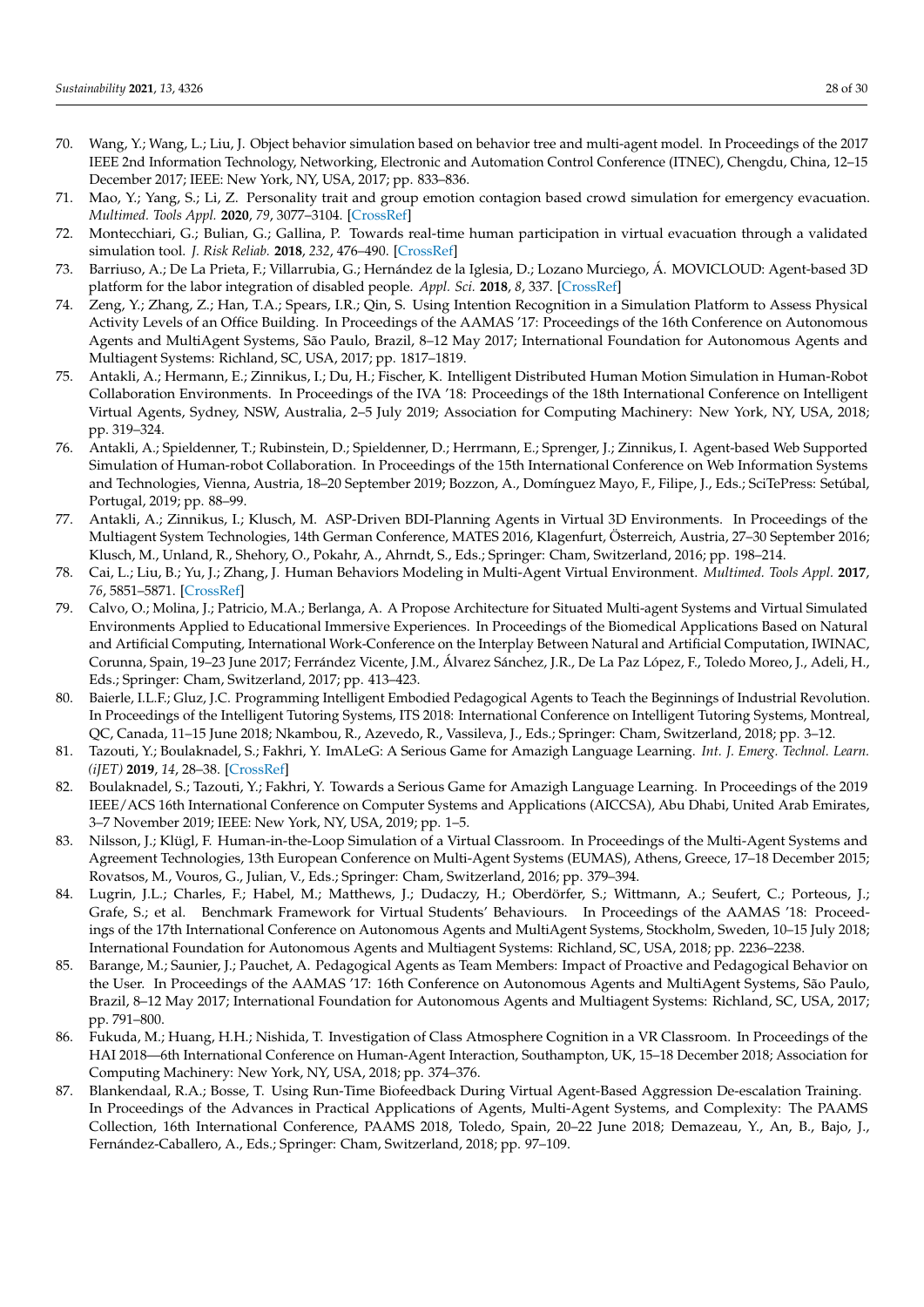70. Wang, Y.; Wang, L.; Liu, J. Object behavior simulation based on behavior tree and multi-agent model. In Proceedings of the 2017 IEEE 2nd Information Technology, Networking, Electronic and Automation Control Conference (ITNEC), Chengdu, China, 12–15 December 2017; IEEE: New York, NY, USA, 2017; pp. 833–836.
71. Mao, Y.; Yang, S.; Li, Z. Personality trait and group emotion contagion based crowd simulation for emergency evacuation. *Multimed. Tools Appl.* **2020**, *79*, 3077–3104. [CrossRef]
72. Montecchiari, G.; Bulian, G.; Gallina, P. Towards real-time human participation in virtual evacuation through a validated simulation tool. *J. Risk Reliab.* **2018**, *232*, 476–490. [CrossRef]
73. Barriuso, A.; De La Prieta, F.; Villarrubia, G.; Hernández de la Iglesia, D.; Lozano Murciego, Á. MOVICLOUD: Agent-based 3D platform for the labor integration of disabled people. *Appl. Sci.* **2018**, *8*, 337. [CrossRef]
74. Zeng, Y.; Zhang, Z.; Han, T.A.; Spears, I.R.; Qin, S. Using Intention Recognition in a Simulation Platform to Assess Physical Activity Levels of an Office Building. In Proceedings of the AAMAS '17: Proceedings of the 16th Conference on Autonomous Agents and MultiAgent Systems, São Paulo, Brazil, 8–12 May 2017; International Foundation for Autonomous Agents and Multiagent Systems: Richland, SC, USA, 2017; pp. 1817–1819.
75. Antakli, A.; Hermann, E.; Zinnikus, I.; Du, H.; Fischer, K. Intelligent Distributed Human Motion Simulation in Human-Robot Collaboration Environments. In Proceedings of the IVA '18: Proceedings of the 18th International Conference on Intelligent Virtual Agents, Sydney, NSW, Australia, 2–5 July 2019; Association for Computing Machinery: New York, NY, USA, 2018; pp. 319–324.
76. Antakli, A.; Spieldenner, T.; Rubinstein, D.; Spieldenner, D.; Herrmann, E.; Sprenger, J.; Zinnikus, I. Agent-based Web Supported Simulation of Human-robot Collaboration. In Proceedings of the 15th International Conference on Web Information Systems and Technologies, Vienna, Austria, 18–20 September 2019; Bozzon, A., Domínguez Mayo, F., Filipe, J., Eds.; SciTePress: Setúbal, Portugal, 2019; pp. 88–99.
77. Antakli, A.; Zinnikus, I.; Klusch, M. ASP-Driven BDI-Planning Agents in Virtual 3D Environments. In Proceedings of the Multiagent System Technologies, 14th German Conference, MATES 2016, Klagenfurt, Österreich, Austria, 27–30 September 2016; Klusch, M., Unland, R., Shehory, O., Pokahr, A., Ahrndt, S., Eds.; Springer: Cham, Switzerland, 2016; pp. 198–214.
78. Cai, L.; Liu, B.; Yu, J.; Zhang, J. Human Behaviors Modeling in Multi-Agent Virtual Environment. *Multimed. Tools Appl.* **2017**, *76*, 5851–5871. [CrossRef]
79. Calvo, O.; Molina, J.; Patricio, M.A.; Berlanga, A. A Propose Architecture for Situated Multi-agent Systems and Virtual Simulated Environments Applied to Educational Immersive Experiences. In Proceedings of the Biomedical Applications Based on Natural and Artificial Computing, International Work-Conference on the Interplay Between Natural and Artificial Computation, IWINAC, Corunna, Spain, 19–23 June 2017; Ferrández Vicente, J.M., Álvarez Sánchez, J.R., De La Paz López, F., Toledo Moreo, J., Adeli, H., Eds.; Springer: Cham, Switzerland, 2017; pp. 413–423.
80. Baierle, I.L.F.; Gluz, J.C. Programming Intelligent Embodied Pedagogical Agents to Teach the Beginnings of Industrial Revolution. In Proceedings of the Intelligent Tutoring Systems, ITS 2018: International Conference on Intelligent Tutoring Systems, Montreal, QC, Canada, 11–15 June 2018; Nkambou, R., Azevedo, R., Vassileva, J., Eds.; Springer: Cham, Switzerland, 2018; pp. 3–12.
81. Tazouti, Y.; Boulaknadel, S.; Fakhri, Y. ImALeG: A Serious Game for Amazigh Language Learning. *Int. J. Emerg. Technol. Learn. (iJET)* **2019**, *14*, 28–38. [CrossRef]
82. Boulaknadel, S.; Tazouti, Y.; Fakhri, Y. Towards a Serious Game for Amazigh Language Learning. In Proceedings of the 2019 IEEE/ACS 16th International Conference on Computer Systems and Applications (AICCSA), Abu Dhabi, United Arab Emirates, 3–7 November 2019; IEEE: New York, NY, USA, 2019; pp. 1–5.
83. Nilsson, J.; Klügl, F. Human-in-the-Loop Simulation of a Virtual Classroom. In Proceedings of the Multi-Agent Systems and Agreement Technologies, 13th European Conference on Multi-Agent Systems (EUMAS), Athens, Greece, 17–18 December 2015; Rovatsos, M., Vouros, G., Julian, V., Eds.; Springer: Cham, Switzerland, 2016; pp. 379–394.
84. Lugrin, J.L.; Charles, F.; Habel, M.; Matthews, J.; Dudaczy, H.; Oberdörfer, S.; Wittmann, A.; Seufert, C.; Porteous, J.; Grafe, S.; et al. Benchmark Framework for Virtual Students' Behaviours. In Proceedings of the AAMAS '18: Proceedings of the 17th International Conference on Autonomous Agents and MultiAgent Systems, Stockholm, Sweden, 10–15 July 2018; International Foundation for Autonomous Agents and Multiagent Systems: Richland, SC, USA, 2018; pp. 2236–2238.
85. Barange, M.; Saunier, J.; Pauchet, A. Pedagogical Agents as Team Members: Impact of Proactive and Pedagogical Behavior on the User. In Proceedings of the AAMAS '17: 16th Conference on Autonomous Agents and MultiAgent Systems, São Paulo, Brazil, 8–12 May 2017; International Foundation for Autonomous Agents and Multiagent Systems: Richland, SC, USA, 2017; pp. 791–800.
86. Fukuda, M.; Huang, H.H.; Nishida, T. Investigation of Class Atmosphere Cognition in a VR Classroom. In Proceedings of the HAI 2018—6th International Conference on Human-Agent Interaction, Southampton, UK, 15–18 December 2018; Association for Computing Machinery: New York, NY, USA, 2018; pp. 374–376.
87. Blankendaal, R.A.; Bosse, T. Using Run-Time Biofeedback During Virtual Agent-Based Aggression De-escalation Training. In Proceedings of the Advances in Practical Applications of Agents, Multi-Agent Systems, and Complexity: The PAAMS Collection, 16th International Conference, PAAMS 2018, Toledo, Spain, 20–22 June 2018; Demazeau, Y., An, B., Bajo, J., Fernández-Caballero, A., Eds.; Springer: Cham, Switzerland, 2018; pp. 97–109.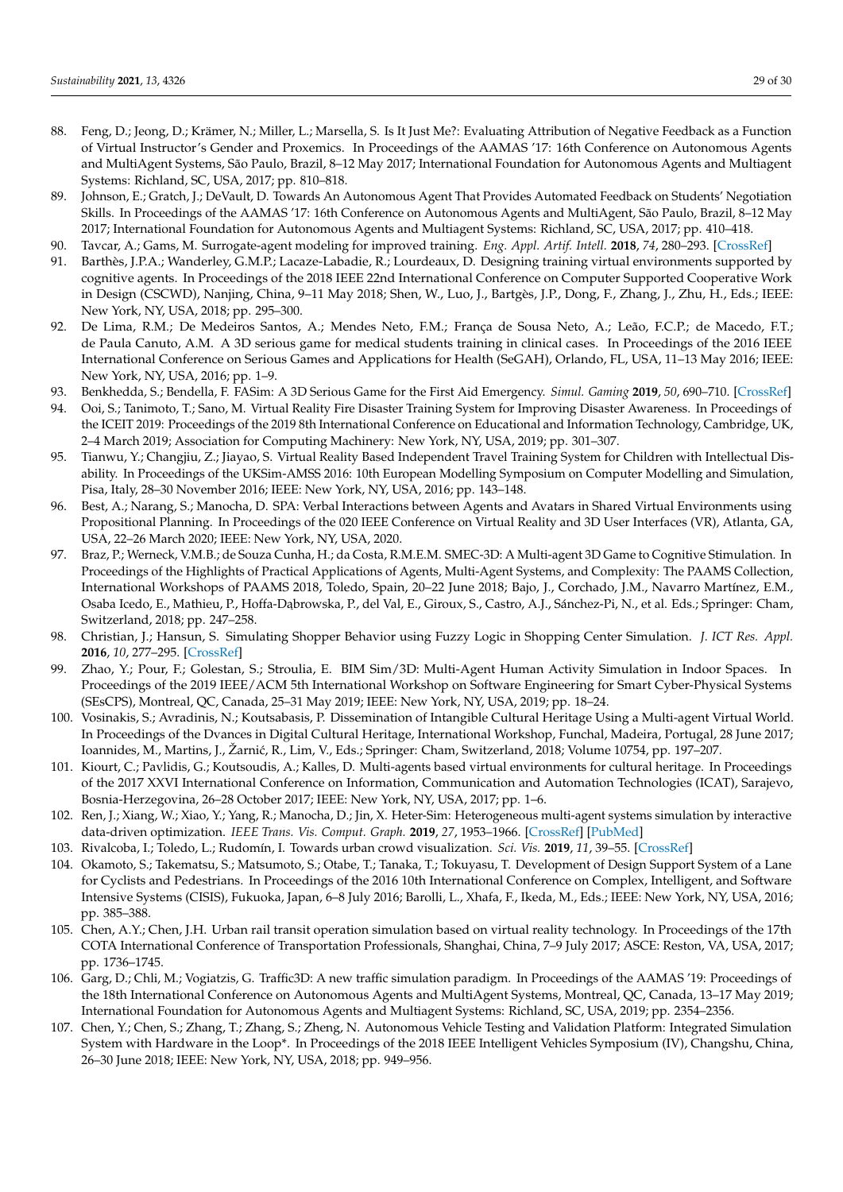88. Feng, D.; Jeong, D.; Krämer, N.; Miller, L.; Marsella, S. Is It Just Me?: Evaluating Attribution of Negative Feedback as a Function of Virtual Instructor's Gender and Proxemics. In Proceedings of the AAMAS '17: 16th Conference on Autonomous Agents and MultiAgent Systems, São Paulo, Brazil, 8–12 May 2017; International Foundation for Autonomous Agents and Multiagent Systems: Richland, SC, USA, 2017; pp. 810–818.
89. Johnson, E.; Gratch, J.; DeVault, D. Towards An Autonomous Agent That Provides Automated Feedback on Students' Negotiation Skills. In Proceedings of the AAMAS '17: 16th Conference on Autonomous Agents and MultiAgent, São Paulo, Brazil, 8–12 May 2017; International Foundation for Autonomous Agents and Multiagent Systems: Richland, SC, USA, 2017; pp. 410–418.
90. Tavcar, A.; Gams, M. Surrogate-agent modeling for improved training. *Eng. Appl. Artif. Intell.* **2018**, *74*, 280–293. [CrossRef]
91. Barthès, J.P.A.; Wanderley, G.M.P.; Lacaze-Labadie, R.; Lourdeaux, D. Designing training virtual environments supported by cognitive agents. In Proceedings of the 2018 IEEE 22nd International Conference on Computer Supported Cooperative Work in Design (CSCWD), Nanjing, China, 9–11 May 2018; Shen, W., Luo, J., Bartgès, J.P., Dong, F., Zhang, J., Zhu, H., Eds.; IEEE: New York, NY, USA, 2018; pp. 295–300.
92. De Lima, R.M.; De Medeiros Santos, A.; Mendes Neto, F.M.; França de Sousa Neto, A.; Leão, F.C.P.; de Macedo, F.T.; de Paula Canuto, A.M. A 3D serious game for medical students training in clinical cases. In Proceedings of the 2016 IEEE International Conference on Serious Games and Applications for Health (SeGAH), Orlando, FL, USA, 11–13 May 2016; IEEE: New York, NY, USA, 2016; pp. 1–9.
93. Benkhedda, S.; Bendella, F. FASim: A 3D Serious Game for the First Aid Emergency. *Simul. Gaming* **2019**, *50*, 690–710. [CrossRef]
94. Ooi, S.; Tanimoto, T.; Sano, M. Virtual Reality Fire Disaster Training System for Improving Disaster Awareness. In Proceedings of the ICEIT 2019: Proceedings of the 2019 8th International Conference on Educational and Information Technology, Cambridge, UK, 2–4 March 2019; Association for Computing Machinery: New York, NY, USA, 2019; pp. 301–307.
95. Tianwu, Y.; Changjiu, Z.; Jiayao, S. Virtual Reality Based Independent Travel Training System for Children with Intellectual Disability. In Proceedings of the UKSim-AMSS 2016: 10th European Modelling Symposium on Computer Modelling and Simulation, Pisa, Italy, 28–30 November 2016; IEEE: New York, NY, USA, 2016; pp. 143–148.
96. Best, A.; Narang, S.; Manocha, D. SPA: Verbal Interactions between Agents and Avatars in Shared Virtual Environments using Propositional Planning. In Proceedings of the 020 IEEE Conference on Virtual Reality and 3D User Interfaces (VR), Atlanta, GA, USA, 22–26 March 2020; IEEE: New York, NY, USA, 2020.
97. Braz, P.; Werneck, V.M.B.; de Souza Cunha, H.; da Costa, R.M.E.M. SMEC-3D: A Multi-agent 3D Game to Cognitive Stimulation. In Proceedings of the Highlights of Practical Applications of Agents, Multi-Agent Systems, and Complexity: The PAAMS Collection, International Workshops of PAAMS 2018, Toledo, Spain, 20–22 June 2018; Bajo, J., Corchado, J.M., Navarro Martínez, E.M., Osaba Icedo, E., Mathieu, P., Hoffa-Dąbrowska, P., del Val, E., Giroux, S., Castro, A.J., Sánchez-Pi, N., et al. Eds.; Springer: Cham, Switzerland, 2018; pp. 247–258.
98. Christian, J.; Hansun, S. Simulating Shopper Behavior using Fuzzy Logic in Shopping Center Simulation. *J. ICT Res. Appl.* **2016**, *10*, 277–295. [CrossRef]
99. Zhao, Y.; Pour, F.; Golestan, S.; Stroulia, E. BIM Sim/3D: Multi-Agent Human Activity Simulation in Indoor Spaces. In Proceedings of the 2019 IEEE/ACM 5th International Workshop on Software Engineering for Smart Cyber-Physical Systems (SEsCPS), Montreal, QC, Canada, 25–31 May 2019; IEEE: New York, NY, USA, 2019; pp. 18–24.
100. Vosinakis, S.; Avradinis, N.; Koutsabasis, P. Dissemination of Intangible Cultural Heritage Using a Multi-agent Virtual World. In Proceedings of the Dvances in Digital Cultural Heritage, International Workshop, Funchal, Madeira, Portugal, 28 June 2017; Ioannides, M., Martins, J., Žarnić, R., Lim, V., Eds.; Springer: Cham, Switzerland, 2018; Volume 10754, pp. 197–207.
101. Kiourt, C.; Pavlidis, G.; Koutsoudis, A.; Kalles, D. Multi-agents based virtual environments for cultural heritage. In Proceedings of the 2017 XXVI International Conference on Information, Communication and Automation Technologies (ICAT), Sarajevo, Bosnia-Herzegovina, 26–28 October 2017; IEEE: New York, NY, USA, 2017; pp. 1–6.
102. Ren, J.; Xiang, W.; Xiao, Y.; Yang, R.; Manocha, D.; Jin, X. Heter-Sim: Heterogeneous multi-agent systems simulation by interactive data-driven optimization. *IEEE Trans. Vis. Comput. Graph.* **2019**, *27*, 1953–1966. [CrossRef] [PubMed]
103. Rivalcoba, I.; Toledo, L.; Rudomín, I. Towards urban crowd visualization. *Sci. Vis.* **2019**, *11*, 39–55. [CrossRef]
104. Okamoto, S.; Takematsu, S.; Matsumoto, S.; Otabe, T.; Tanaka, T.; Tokuyasu, T. Development of Design Support System of a Lane for Cyclists and Pedestrians. In Proceedings of the 2016 10th International Conference on Complex, Intelligent, and Software Intensive Systems (CISIS), Fukuoka, Japan, 6–8 July 2016; Barolli, L., Xhafa, F., Ikeda, M., Eds.; IEEE: New York, NY, USA, 2016; pp. 385–388.
105. Chen, A.Y.; Chen, J.H. Urban rail transit operation simulation based on virtual reality technology. In Proceedings of the 17th COTA International Conference of Transportation Professionals, Shanghai, China, 7–9 July 2017; ASCE: Reston, VA, USA, 2017; pp. 1736–1745.
106. Garg, D.; Chli, M.; Vogiatzis, G. Traffic3D: A new traffic simulation paradigm. In Proceedings of the AAMAS '19: Proceedings of the 18th International Conference on Autonomous Agents and MultiAgent Systems, Montreal, QC, Canada, 13–17 May 2019; International Foundation for Autonomous Agents and Multiagent Systems: Richland, SC, USA, 2019; pp. 2354–2356.
107. Chen, Y.; Chen, S.; Zhang, T.; Zhang, S.; Zheng, N. Autonomous Vehicle Testing and Validation Platform: Integrated Simulation System with Hardware in the Loop*. In Proceedings of the 2018 IEEE Intelligent Vehicles Symposium (IV), Changshu, China, 26–30 June 2018; IEEE: New York, NY, USA, 2018; pp. 949–956.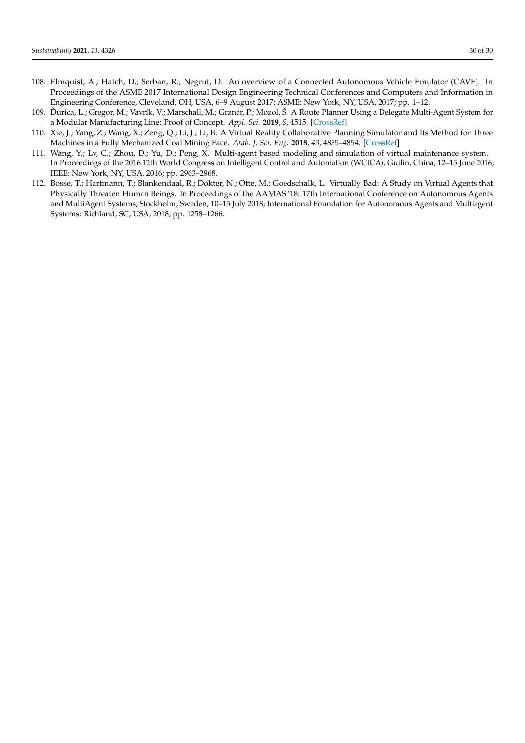108. Elmquist, A.; Hatch, D.; Serban, R.; Negrut, D. An overview of a Connected Autonomous Vehicle Emulator (CAVE). In Proceedings of the ASME 2017 International Design Engineering Technical Conferences and Computers and Information in Engineering Conference, Cleveland, OH, USA, 6–9 August 2017; ASME: New York, NY, USA, 2017; pp. 1–12.
109. Ďurica, L.; Gregor, M.; Vavrík, V.; Marschall, M.; Grznár, P.; Mozol, Š. A Route Planner Using a Delegate Multi-Agent System for a Modular Manufacturing Line: Proof of Concept. *Appl. Sci.* **2019**, *9*, 4515. [CrossRef]
110. Xie, J.; Yang, Z.; Wang, X.; Zeng, Q.; Li, J.; Li, B. A Virtual Reality Collaborative Planning Simulator and Its Method for Three Machines in a Fully Mechanized Coal Mining Face. *Arab. J. Sci. Eng.* **2018**, *43*, 4835–4854. [CrossRef]
111. Wang, Y.; Lv, C.; Zhou, D.; Yu, D.; Peng, X. Multi-agent based modeling and simulation of virtual maintenance system. In Proceedings of the 2016 12th World Congress on Intelligent Control and Automation (WCICA), Guilin, China, 12–15 June 2016; IEEE: New York, NY, USA, 2016; pp. 2963–2968.
112. Bosse, T.; Hartmann, T.; Blankendaal, R.; Dokter, N.; Otte, M.; Goedschalk, L. Virtually Bad: A Study on Virtual Agents that Physically Threaten Human Beings. In Proceedings of the AAMAS '18: 17th International Conference on Autonomous Agents and MultiAgent Systems, Stockholm, Sweden, 10–15 July 2018; International Foundation for Autonomous Agents and Multiagent Systems: Richland, SC, USA, 2018; pp. 1258–1266.